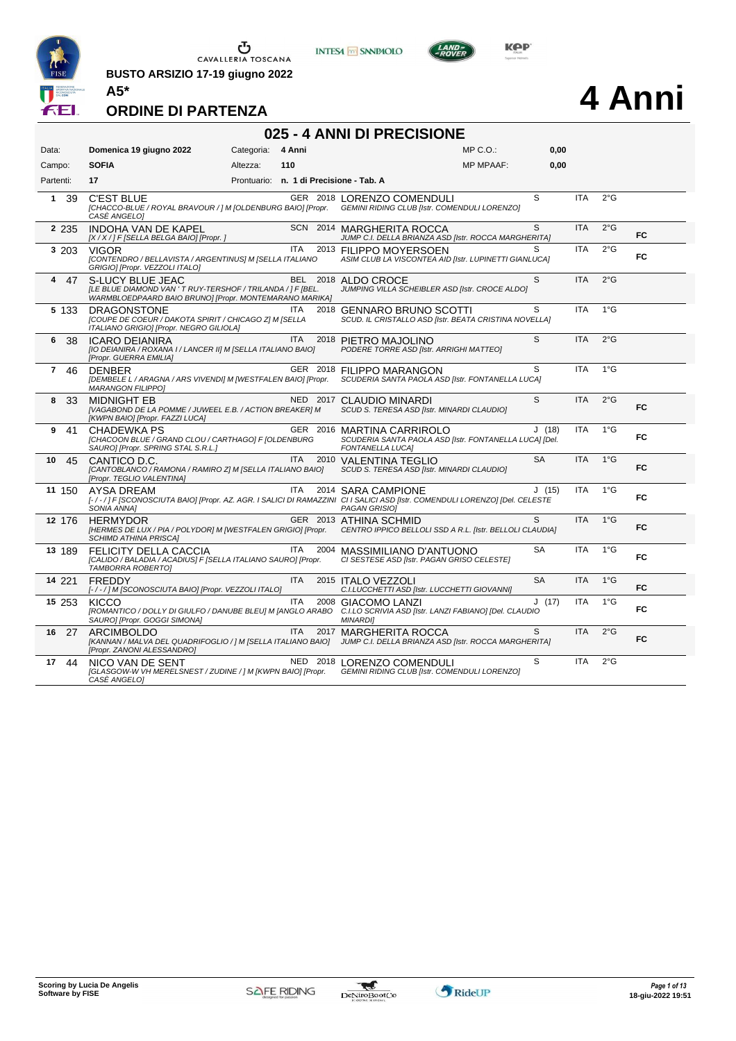CAVALLERIA TOSCANA

**BUSTO ARSIZIO 17-19 giugno 2022**

**A5***

# ORDINE DI PARTENZA

# 4 Anni

## 025 - 4 ANNI DI PRECISIONE

| | | | | | |
|---|---|---|---|---|---|
| Data: | **Domenica 19 giugno 2022** | Categoria: | **4 Anni** | MP C.O.: | **0,00** |
| Campo: | **SOFIA** | Altezza: | **110** | MP MPAAF: | **0,00** |
| Partenti: | **17** | Prontuario: | **n. 1 di Precisione - Tab. A** | | |

| # | N. | Cavallo | Naz. | Anno | Cavaliere / Circolo | Cat. | Naz. | Grado | |
|---|---|---|---|---|---|---|---|---|---|
| 1 | 39 | C'EST BLUE *[CHACCO-BLUE / ROYAL BRAVOUR / ] M [OLDENBURG BAIO] [Propr. CASÈ ANGELO]* | GER | 2018 | LORENZO COMENDULI *GEMINI RIDING CLUB [Istr. COMENDULI LORENZO]* | S | ITA | 2°G | |
| 2 | 235 | INDOHA VAN DE KAPEL *[X / X / ] F [SELLA BELGA BAIO] [Propr. ]* | SCN | 2014 | MARGHERITA ROCCA *JUMP C.I. DELLA BRIANZA ASD [Istr. ROCCA MARGHERITA]* | S | ITA | 2°G | FC |
| 3 | 203 | VIGOR *[CONTENDRO / BELLAVISTA / ARGENTINUS] M [SELLA ITALIANO GRIGIO] [Propr. VEZZOLI ITALO]* | ITA | 2013 | FILIPPO MOYERSOEN *ASIM CLUB LA VISCONTEA AID [Istr. LUPINETTI GIANLUCA]* | S | ITA | 2°G | FC |
| 4 | 47 | S-LUCY BLUE JEAC *[LE BLUE DIAMOND VAN ' T RUY-TERSHOF / TRILANDA / ] F [BEL. WARMBLOEDPAARD BAIO BRUNO] [Propr. MONTEMARANO MARIKA]* | BEL | 2018 | ALDO CROCE *JUMPING VILLA SCHEIBLER ASD [Istr. CROCE ALDO]* | S | ITA | 2°G | |
| 5 | 133 | DRAGONSTONE *[COUPE DE COEUR / DAKOTA SPIRIT / CHICAGO Z] M [SELLA ITALIANO GRIGIO] [Propr. NEGRO GILIOLA]* | ITA | 2018 | GENNARO BRUNO SCOTTI *SCUD. IL CRISTALLO ASD [Istr. BEATA CRISTINA NOVELLA]* | S | ITA | 1°G | |
| 6 | 38 | ICARO DEIANIRA *[IO DEIANIRA / ROXANA I / LANCER II] M [SELLA ITALIANO BAIO] [Propr. GUERRA EMILIA]* | ITA | 2018 | PIETRO MAJOLINO *PODERE TORRE ASD [Istr. ARRIGHI MATTEO]* | S | ITA | 2°G | |
| 7 | 46 | DENBER *[DEMBELE L / ARAGNA / ARS VIVENDI] M [WESTFALEN BAIO] [Propr. MARANGON FILIPPO]* | GER | 2018 | FILIPPO MARANGON *SCUDERIA SANTA PAOLA ASD [Istr. FONTANELLA LUCA]* | S | ITA | 1°G | |
| 8 | 33 | MIDNIGHT EB *[VAGABOND DE LA POMME / JUWEEL E.B. / ACTION BREAKER] M [KWPN BAIO] [Propr. FAZZI LUCA]* | NED | 2017 | CLAUDIO MINARDI *SCUD S. TERESA ASD [Istr. MINARDI CLAUDIO]* | S | ITA | 2°G | FC |
| 9 | 41 | CHADEWKA PS *[CHACOON BLUE / GRAND CLOU / CARTHAGO] F [OLDENBURG SAURO] [Propr. SPRING STAL S.R.L.]* | GER | 2016 | MARTINA CARRIROLO *SCUDERIA SANTA PAOLA ASD [Istr. FONTANELLA LUCA] [Del. FONTANELLA LUCA]* | J (18) | ITA | 1°G | FC |
| 10 | 45 | CANTICO D.C. *[CANTOBLANCO / RAMONA / RAMIRO Z] M [SELLA ITALIANO BAIO] [Propr. TEGLIO VALENTINA]* | ITA | 2010 | VALENTINA TEGLIO *SCUD S. TERESA ASD [Istr. MINARDI CLAUDIO]* | SA | ITA | 1°G | FC |
| 11 | 150 | AYSA DREAM *[- / - / ] F [SCONOSCIUTA BAIO] [Propr. AZ. AGR. I SALICI DI RAMAZZINI SONIA ANNA]* | ITA | 2014 | SARA CAMPIONE *CI I SALICI ASD [Istr. COMENDULI LORENZO] [Del. CELESTE PAGAN GRISIO]* | J (15) | ITA | 1°G | FC |
| 12 | 176 | HERMYDOR *[HERMES DE LUX / PIA / POLYDOR] M [WESTFALEN GRIGIO] [Propr. SCHIMD ATHINA PRISCA]* | GER | 2013 | ATHINA SCHMID *CENTRO IPPICO BELLOLI SSD A R.L. [Istr. BELLOLI CLAUDIA]* | S | ITA | 1°G | FC |
| 13 | 189 | FELICITY DELLA CACCIA *[CALIDO / BALADIA / ACADIUS] F [SELLA ITALIANO SAURO] [Propr. TAMBORRA ROBERTO]* | ITA | 2004 | MASSIMILIANO D'ANTUONO *CI SESTESE ASD [Istr. PAGAN GRISO CELESTE]* | SA | ITA | 1°G | FC |
| 14 | 221 | FREDDY *[- / - / ] M [SCONOSCIUTA BAIO] [Propr. VEZZOLI ITALO]* | ITA | 2015 | ITALO VEZZOLI *C.I.LUCCHETTI ASD [Istr. LUCCHETTI GIOVANNI]* | SA | ITA | 1°G | FC |
| 15 | 253 | KICCO *[ROMANTICO / DOLLY DI GIULFO / DANUBE BLEU] M [ANGLO ARABO SAURO] [Propr. GOGGI SIMONA]* | ITA | 2008 | GIACOMO LANZI *C.I.LO SCRIVIA ASD [Istr. LANZI FABIANO] [Del. CLAUDIO MINARDI]* | J (17) | ITA | 1°G | FC |
| 16 | 27 | ARCIMBOLDO *[KANNAN / MALVA DEL QUADRIFOGLIO / ] M [SELLA ITALIANO BAIO] [Propr. ZANONI ALESSANDRO]* | ITA | 2017 | MARGHERITA ROCCA *JUMP C.I. DELLA BRIANZA ASD [Istr. ROCCA MARGHERITA]* | S | ITA | 2°G | FC |
| 17 | 44 | NICO VAN DE SENT *[GLASGOW-W VH MERELSNEST / ZUDINE / ] M [KWPN BAIO] [Propr. CASÈ ANGELO]* | NED | 2018 | LORENZO COMENDULI *GEMINI RIDING CLUB [Istr. COMENDULI LORENZO]* | S | ITA | 2°G | |

**Scoring by Lucia De Angelis**
**Software by FISE**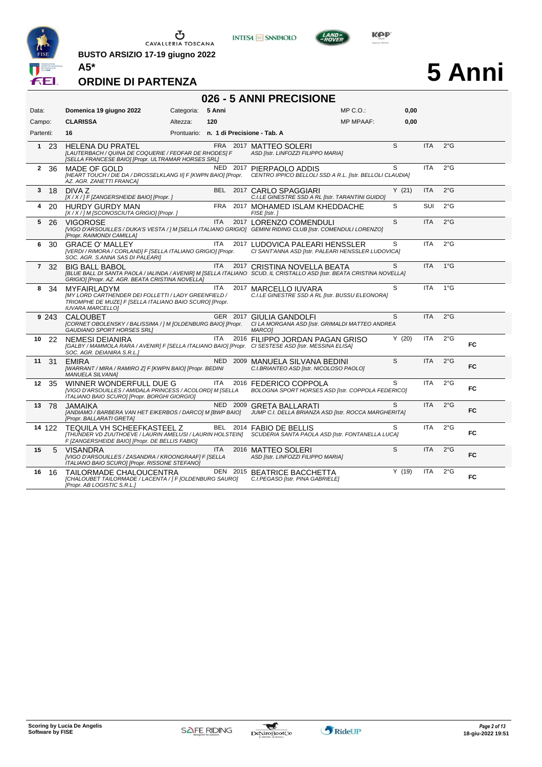BUSTO ARSIZIO 17-19 giugno 2022

**A5***

# ORDINE DI PARTENZA

# 5 Anni

## 026 - 5 ANNI PRECISIONE

| Data: | Domenica 19 giugno 2022 | Categoria: | 5 Anni | MP C.O.: | 0,00 |
|---|---|---|---|---|---|
| Campo: | CLARISSA | Altezza: | 120 | MP MPAAF: | 0,00 |
| Partenti: | 16 | Prontuario: | n. 1 di Precisione - Tab. A | | |

| # | Pett. | Cavallo | Naz. | Anno | Cavaliere | | Naz. | Grado | |
|---|---|---|---|---|---|---|---|---|---|
| 1 | 23 | HELENA DU PRATEL *[LAUTERBACH / QUINA DE COQUERIE / FEOFAR DE RHODES] F [SELLA FRANCESE BAIO] [Propr. ULTRAMAR HORSES SRL]* | FRA | 2017 | MATTEO SOLERI *ASD [Istr. LINFOZZI FILIPPO MARIA]* | S | ITA | 2°G | |
| 2 | 36 | MADE OF GOLD *[HEART TOUCH / DIE DA / DROSSELKLANG II] F [KWPN BAIO] [Propr. AZ. AGR. ZANETTI FRANCA]* | NED | 2017 | PIERPAOLO ADDIS *CENTRO IPPICO BELLOLI SSD A R.L. [Istr. BELLOLI CLAUDIA]* | S | ITA | 2°G | |
| 3 | 18 | DIVA Z *[X / X / ] F [ZANGERSHEIDE BAIO] [Propr. ]* | BEL | 2017 | CARLO SPAGGIARI *C.I.LE GINESTRE SSD A RL [Istr. TARANTINI GUIDO]* | Y (21) | ITA | 2°G | |
| 4 | 20 | HURDY GURDY MAN *[X / X / ] M [SCONOSCIUTA GRIGIO] [Propr. ]* | FRA | 2017 | MOHAMED ISLAM KHEDDACHE *FISE [Istr. ]* | S | SUI | 2°G | |
| 5 | 26 | VIGOROSE *[VIGO D'ARSOUILLES / DUKA'S VESTA / ] M [SELLA ITALIANO GRIGIO] [Propr. RAIMONDI CAMILLA]* | ITA | 2017 | LORENZO COMENDULI *GEMINI RIDING CLUB [Istr. COMENDULI LORENZO]* | S | ITA | 2°G | |
| 6 | 30 | GRACE O' MALLEY *[VERDI / RIMORA / CORLAND] F [SELLA ITALIANO GRIGIO] [Propr. SOC. AGR. S.ANNA SAS DI PALEARI]* | ITA | 2017 | LUDOVICA PALEARI HENSSLER *CI SANT'ANNA ASD [Istr. PALEARI HENSSLER LUDOVICA]* | S | ITA | 2°G | |
| 7 | 32 | BIG BALL BABOL *[BLUE BALL DI SANTA PAOLA / IALINDA / AVENIR] M [SELLA ITALIANO GRIGIO] [Propr. AZ. AGR. BEATA CRISTINA NOVELLA]* | ITA | 2017 | CRISTINA NOVELLA BEATA *SCUD. IL CRISTALLO ASD [Istr. BEATA CRISTINA NOVELLA]* | S | ITA | 1°G | |
| 8 | 34 | MYFAIRLADYM *[MY LORD CARTHENDER DEI FOLLETTI / LADY GREENFIELD / TRIOMPHE DE MUZE] F [SELLA ITALIANO BAIO SCURO] [Propr. IUVARA MARCELLO]* | ITA | 2017 | MARCELLO IUVARA *C.I.LE GINESTRE SSD A RL [Istr. BUSSU ELEONORA]* | S | ITA | 1°G | |
| 9 | 243 | CALOUBET *[CORNET OBOLENSKY / BALISSIMA / ] M [OLDENBURG BAIO] [Propr. GAUDIANO SPORT HORSES SRL]* | GER | 2017 | GIULIA GANDOLFI *CI LA MORGANA ASD [Istr. GRIMALDI MATTEO ANDREA MARCO]* | S | ITA | 2°G | |
| 10 | 22 | NEMESI DEIANIRA *[GALBY / MAMMOLA RARA / AVENIR] F [SELLA ITALIANO BAIO] [Propr. SOC. AGR. DEIANIRA S.R.L.]* | ITA | 2016 | FILIPPO JORDAN PAGAN GRISO *CI SESTESE ASD [Istr. MESSINA ELISA]* | Y (20) | ITA | 2°G | FC |
| 11 | 31 | EMIRA *[WARRANT / MIRA / RAMIRO Z] F [KWPN BAIO] [Propr. BEDINI MANUELA SILVANA]* | NED | 2009 | MANUELA SILVANA BEDINI *C.I.BRIANTEO ASD [Istr. NICOLOSO PAOLO]* | S | ITA | 2°G | FC |
| 12 | 35 | WINNER WONDERFULL DUE G *[VIGO D'ARSOUILLES / AMIDALA PRINCESS / ACOLORD] M [SELLA ITALIANO BAIO SCURO] [Propr. BORGHI GIORGIO]* | ITA | 2016 | FEDERICO COPPOLA *BOLOGNA SPORT HORSES ASD [Istr. COPPOLA FEDERICO]* | S | ITA | 2°G | FC |
| 13 | 78 | JAMAIKA *[ANDIAMO / BARBERA VAN HET EIKERBOS / DARCO] M [BWP BAIO] [Propr. BALLARATI GRETA]* | NED | 2009 | GRETA BALLARATI *JUMP C.I. DELLA BRIANZA ASD [Istr. ROCCA MARGHERITA]* | S | ITA | 2°G | FC |
| 14 | 122 | TEQUILA VH SCHEEFKASTEEL Z *[THUNDER VD ZUUTHOEVE / LAURIN AMELUSI / LAURIN HOLSTEIN] F [ZANGERSHEIDE BAIO] [Propr. DE BELLIS FABIO]* | BEL | 2014 | FABIO DE BELLIS *SCUDERIA SANTA PAOLA ASD [Istr. FONTANELLA LUCA]* | S | ITA | 2°G | FC |
| 15 | 5 | VISANDRA *[VIGO D'ARSOUILLES / ZASANDRA / KROONGRAAF] F [SELLA ITALIANO BAIO SCURO] [Propr. RISSONE STEFANO]* | ITA | 2016 | MATTEO SOLERI *ASD [Istr. LINFOZZI FILIPPO MARIA]* | S | ITA | 2°G | FC |
| 16 | 16 | TAILORMADE CHALOUCENTRA *[CHALOUBET TAILORMADE / LACENTA / ] F [OLDENBURG SAURO] [Propr. AB LOGISTIC S.R.L.]* | DEN | 2015 | BEATRICE BACCHETTA *C.I.PEGASO [Istr. PINA GABRIELE]* | Y (19) | ITA | 2°G | FC |

**Scoring by Lucia De Angelis**
**Software by FISE**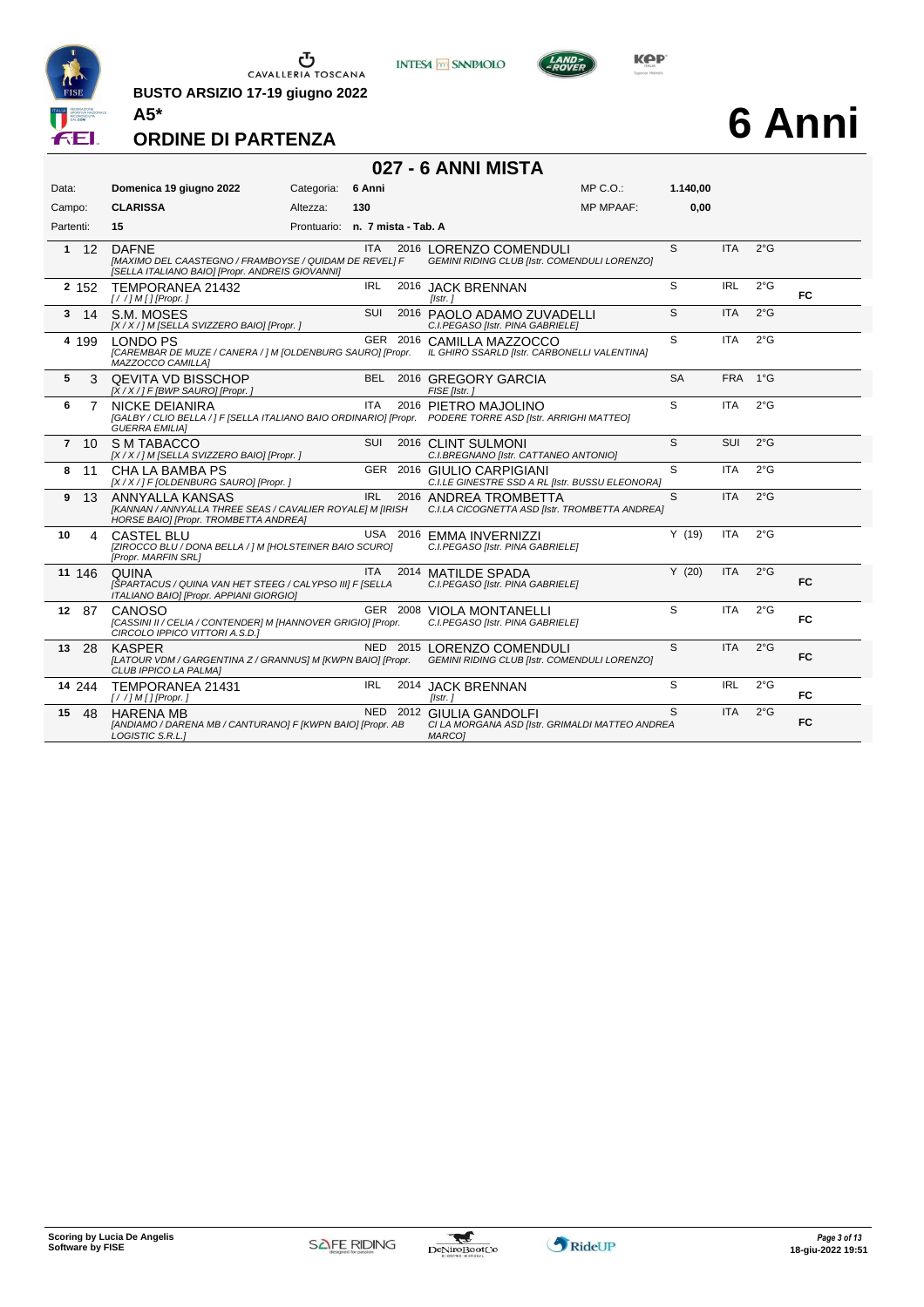**BUSTO ARSIZIO 17-19 giugno 2022**

**A5***

## ORDINE DI PARTENZA

# 6 Anni

## 027 - 6 ANNI MISTA

| | | | | | |
|---|---|---|---|---|---|
| Data: | **Domenica 19 giugno 2022** | Categoria: | **6 Anni** | MP C.O.: | **1.140,00** |
| Campo: | **CLARISSA** | Altezza: | **130** | MP MPAAF: | **0,00** |
| Partenti: | **15** | Prontuario: | **n. 7 mista - Tab. A** | | |

| # | N. | Cavallo | Naz. | Anno | Cavaliere | Cat. | Naz. | Grado | |
|---|---|---|---|---|---|---|---|---|---|
| 1 | 12 | DAFNE *[MAXIMO DEL CAASTEGNO / FRAMBOYSE / QUIDAM DE REVEL] F [SELLA ITALIANO BAIO] [Propr. ANDREIS GIOVANNI]* | ITA | 2016 | LORENZO COMENDULI *GEMINI RIDING CLUB [Istr. COMENDULI LORENZO]* | S | ITA | 2°G | |
| 2 | 152 | TEMPORANEA 21432 *[ / / ] M [ ] [Propr. ]* | IRL | 2016 | JACK BRENNAN *[Istr. ]* | S | IRL | 2°G | FC |
| 3 | 14 | S.M. MOSES *[X / X / ] M [SELLA SVIZZERO BAIO] [Propr. ]* | SUI | 2016 | PAOLO ADAMO ZUVADELLI *C.I.PEGASO [Istr. PINA GABRIELE]* | S | ITA | 2°G | |
| 4 | 199 | LONDO PS *[CAREMBAR DE MUZE / CANERA / ] M [OLDENBURG SAURO] [Propr. MAZZOCCO CAMILLA]* | GER | 2016 | CAMILLA MAZZOCCO *IL GHIRO SSARLD [Istr. CARBONELLI VALENTINA]* | S | ITA | 2°G | |
| 5 | 3 | QEVITA VD BISSCHOP *[X / X / ] F [BWP SAURO] [Propr. ]* | BEL | 2016 | GREGORY GARCIA *FISE [Istr. ]* | SA | FRA | 1°G | |
| 6 | 7 | NICKE DEIANIRA *[GALBY / CLIO BELLA / ] F [SELLA ITALIANO BAIO ORDINARIO] [Propr. GUERRA EMILIA]* | ITA | 2016 | PIETRO MAJOLINO *PODERE TORRE ASD [Istr. ARRIGHI MATTEO]* | S | ITA | 2°G | |
| 7 | 10 | S M TABACCO *[X / X / ] M [SELLA SVIZZERO BAIO] [Propr. ]* | SUI | 2016 | CLINT SULMONI *C.I.BREGNANO [Istr. CATTANEO ANTONIO]* | S | SUI | 2°G | |
| 8 | 11 | CHA LA BAMBA PS *[X / X / ] F [OLDENBURG SAURO] [Propr. ]* | GER | 2016 | GIULIO CARPIGIANI *C.I.LE GINESTRE SSD A RL [Istr. BUSSU ELEONORA]* | S | ITA | 2°G | |
| 9 | 13 | ANNYALLA KANSAS *[KANNAN / ANNYALLA THREE SEAS / CAVALIER ROYALE] M [IRISH HORSE BAIO] [Propr. TROMBETTA ANDREA]* | IRL | 2016 | ANDREA TROMBETTA *C.I.LA CICOGNETTA ASD [Istr. TROMBETTA ANDREA]* | S | ITA | 2°G | |
| 10 | 4 | CASTEL BLU *[ZIROCCO BLU / DONA BELLA / ] M [HOLSTEINER BAIO SCURO] [Propr. MARFIN SRL]* | USA | 2016 | EMMA INVERNIZZI *C.I.PEGASO [Istr. PINA GABRIELE]* | Y (19) | ITA | 2°G | |
| 11 | 146 | QUINA *[SPARTACUS / QUINA VAN HET STEEG / CALYPSO III] F [SELLA ITALIANO BAIO] [Propr. APPIANI GIORGIO]* | ITA | 2014 | MATILDE SPADA *C.I.PEGASO [Istr. PINA GABRIELE]* | Y (20) | ITA | 2°G | FC |
| 12 | 87 | CANOSO *[CASSINI II / CELIA / CONTENDER] M [HANNOVER GRIGIO] [Propr. CIRCOLO IPPICO VITTORI A.S.D.]* | GER | 2008 | VIOLA MONTANELLI *C.I.PEGASO [Istr. PINA GABRIELE]* | S | ITA | 2°G | FC |
| 13 | 28 | KASPER *[LATOUR VDM / GARGENTINA Z / GRANNUS] M [KWPN BAIO] [Propr. CLUB IPPICO LA PALMA]* | NED | 2015 | LORENZO COMENDULI *GEMINI RIDING CLUB [Istr. COMENDULI LORENZO]* | S | ITA | 2°G | FC |
| 14 | 244 | TEMPORANEA 21431 *[ / / ] M [ ] [Propr. ]* | IRL | 2014 | JACK BRENNAN *[Istr. ]* | S | IRL | 2°G | FC |
| 15 | 48 | HARENA MB *[ANDIAMO / DARENA MB / CANTURANO] F [KWPN BAIO] [Propr. AB LOGISTIC S.R.L.]* | NED | 2012 | GIULIA GANDOLFI *CI LA MORGANA ASD [Istr. GRIMALDI MATTEO ANDREA MARCO]* | S | ITA | 2°G | FC |

**Scoring by Lucia De Angelis**
**Software by FISE**

18-giu-2022 19:51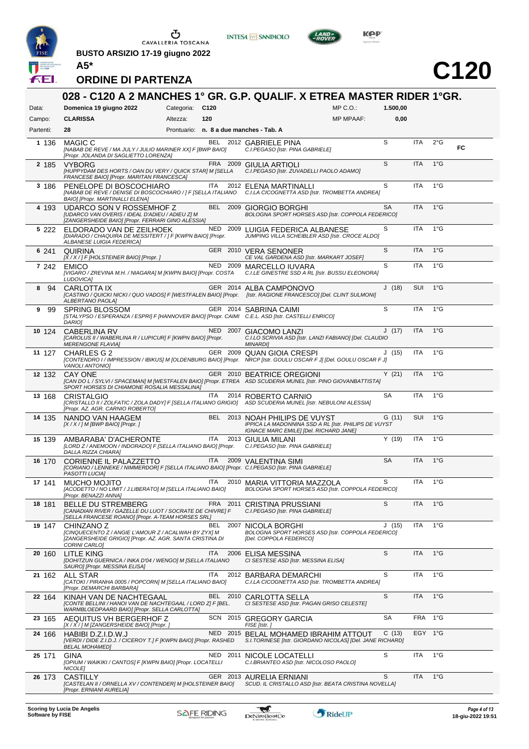BUSTO ARSIZIO 17-19 giugno 2022

**A5\***

# ORDINE DI PARTENZA

# C120

## 028 - C120 A 2 MANCHES 1° GR. G.P. QUALIF. X ETREA MASTER RIDER 1°GR.

| | | | | | |
|---|---|---|---|---|---|
| Data: | Domenica 19 giugno 2022 | Categoria: | C120 | MP C.O.: | 1.500,00 |
| Campo: | CLARISSA | Altezza: | 120 | MP MPAAF: | 0,00 |
| Partenti: | 28 | Prontuario: | n. 8 a due manches - Tab. A | | |

| N. | Testiera | Cavallo | Naz. | Anno | Cavaliere | Cat. | Naz. | Gr. | |
|---|---|---|---|---|---|---|---|---|---|
| 1 | 136 | MAGIC C *[NABAB DE REVE / MA JULY / JULIO MARINER XX] F [BWP BAIO] [Propr. JOLANDA DI SAGLIETTO LORENZA]* | BEL | 2012 | GABRIELE PINA *C.I.PEGASO [Istr. PINA GABRIELE]* | S | ITA | 2°G | FC |
| 2 | 185 | VYBORG *[HUPPYDAM DES HORTS / OAN DU VERY / QUICK STAR] M [SELLA FRANCESE BAIO] [Propr. MARITAN FRANCESCA]* | FRA | 2009 | GIULIA ARTIOLI *C.I.PEGASO [Istr. ZUVADELLI PAOLO ADAMO]* | S | ITA | 1°G | |
| 3 | 186 | PENELOPE DI BOSCOCHIARO *[NABAB DE REVE / DENISE DI BOSCOCHIARO / ] F [SELLA ITALIANO BAIO] [Propr. MARTINALLI ELENA]* | ITA | 2012 | ELENA MARTINALLI *C.I.LA CICOGNETTA ASD [Istr. TROMBETTA ANDREA]* | S | ITA | 1°G | |
| 4 | 193 | UDARCO SON V ROSSEMHOF Z *[UDARCO VAN OVERIS / IDEAL D'ADIEU / ADIEU Z] M [ZANGERSHEIDE BAIO] [Propr. FERRARI GINO ALESSIA]* | BEL | 2009 | GIORGIO BORGHI *BOLOGNA SPORT HORSES ASD [Istr. COPPOLA FEDERICO]* | SA | ITA | 1°G | |
| 5 | 222 | ELDORADO VAN DE ZEILHOEK *[DIARADO / CHAQUIRA DE MESSITERT / ] F [KWPN BAIO] [Propr. ALBANESE LUIGIA FEDERICA]* | NED | 2009 | LUIGIA FEDERICA ALBANESE *JUMPING VILLA SCHEIBLER ASD [Istr. CROCE ALDO]* | S | ITA | 1°G | |
| 6 | 241 | QUIRINA *[X / X / ] F [HOLSTEINER BAIO] [Propr. ]* | GER | 2010 | VERA SENONER *CE VAL GARDENA ASD [Istr. MARKART JOSEF]* | S | ITA | 1°G | |
| 7 | 242 | EMICO *[VIGARO / ZREVINA M.H. / NIAGARA] M [KWPN BAIO] [Propr. COSTA LUDOVICA]* | NED | 2009 | MARCELLO IUVARA *C.I.LE GINESTRE SSD A RL [Istr. BUSSU ELEONORA]* | S | ITA | 1°G | |
| 8 | 94 | CARLOTTA IX *[CASTINO / QUICKI NICKI / QUO VADOS] F [WESTFALEN BAIO] [Propr. ALBERTANO PAOLA]* | GER | 2014 | ALBA CAMPONOVO *[Istr. RAGIONE FRANCESCO] [Del. CLINT SULMONI]* | J (18) | SUI | 1°G | |
| 9 | 99 | SPRING BLOSSOM *[STALYPSO / ESPERANZA / ESPRI] F [HANNOVER BAIO] [Propr. CAIMI DARIO]* | GER | 2014 | SABRINA CAIMI *C.E.L. ASD [Istr. CASTELLI ENRICO]* | S | ITA | 1°G | |
| 10 | 124 | CABERLINA RV *[CAROLUS II / WABERLINA R / LUPICUR] F [KWPN BAIO] [Propr. MERENGONE FLAVIA]* | NED | 2007 | GIACOMO LANZI *C.I.LO SCRIVIA ASD [Istr. LANZI FABIANO] [Del. CLAUDIO MINARDI]* | J (17) | ITA | 1°G | |
| 11 | 127 | CHARLES G 2 *[CONTENDRO I / IMPRESSION / IBIKUS] M [OLDENBURG BAIO] [Propr. VANOLI ANTONIO]* | GER | 2009 | QUAN GIOIA CRESPI *NRCP [Istr. GOULU OSCAR F J] [Del. GOULU OSCAR F J]* | J (15) | ITA | 1°G | |
| 12 | 132 | CAY ONE *[CAN DO L / SYLVI / SPACEMAN] M [WESTFALEN BAIO] [Propr. ETREA SPORT HORSES DI CHIAMONE ROSALIA MESSALINA]* | GER | 2010 | BEATRICE OREGIONI *ASD SCUDERIA MUNEL [Istr. PINO GIOVANBATTISTA]* | Y (21) | ITA | 1°G | |
| 13 | 168 | CRISTALGIO *[CRISTALLO II / ZOLFATIC / ZOLA DADY] F [SELLA ITALIANO GRIGIO] [Propr. AZ. AGR. CARNIO ROBERTO]* | ITA | 2014 | ROBERTO CARNIO *ASD SCUDERIA MUNEL [Istr. NEBULONI ALESSIA]* | SA | ITA | 1°G | |
| 14 | 135 | NANDO VAN HAAGEM *[X / X / ] M [BWP BAIO] [Propr. ]* | BEL | 2013 | NOAH PHILIPS DE VUYST *IPPICA LA MADONNINA SSD A RL [Istr. PHILIPS DE VUYST IGNACE MARC EMILE] [Del. RICHARD JANE]* | G (11) | SUI | 1°G | |
| 15 | 139 | AMBARABA' D'ACHERONTE *[LORD Z / ANEMOON / INDORADO] F [SELLA ITALIANO BAIO] [Propr. DALLA RIZZA CHIARA]* | ITA | 2013 | GIULIA MILANI *C.I.PEGASO [Istr. PINA GABRIELE]* | Y (19) | ITA | 1°G | |
| 16 | 170 | CORIENNE IL PALAZZETTO *[CORIANO / LENNEKE / NIMMERDOR] F [SELLA ITALIANO BAIO] [Propr. PASOTTI LUCIA]* | ITA | 2009 | VALENTINA SIMI *C.I.PEGASO [Istr. PINA GABRIELE]* | SA | ITA | 1°G | |
| 17 | 141 | MUCHO MOJITO *[ACODETTO / NO LIMIT / J.LIBERATO] M [SELLA ITALIANO BAIO] [Propr. BENAZZI ANNA]* | ITA | 2010 | MARIA VITTORIA MAZZOLA *BOLOGNA SPORT HORSES ASD [Istr. COPPOLA FEDERICO]* | S | ITA | 1°G | |
| 18 | 181 | BELLE DU STREMBERG *[CANADIAN RIVER / GAZELLE DU LUOT / SOCRATE DE CHIVRE] F [SELLA FRANCESE ROANO] [Propr. A-TEAM HORSES SRL]* | FRA | 2011 | CRISTINA PRUSSIANI *C.I.PEGASO [Istr. PINA GABRIELE]* | S | ITA | 1°G | |
| 19 | 147 | CHINZANO Z *[CINQUECENTO Z / ANGIE L'AMOUR Z / ACALWAH BY ZYX] M [ZANGERSHEIDE GRIGIO] [Propr. AZ. AGR. SANTA CRISTINA DI CORINI CARLO]* | BEL | 2007 | NICOLA BORGHI *BOLOGNA SPORT HORSES ASD [Istr. COPPOLA FEDERICO] [Del. COPPOLA FEDERICO]* | J (15) | ITA | 1°G | |
| 20 | 160 | LITLE KING *[DOHITZUN GUERNICA / INKA D'04 / WENGO] M [SELLA ITALIANO SAURO] [Propr. MESSINA ELISA]* | ITA | 2006 | ELISA MESSINA *CI SESTESE ASD [Istr. MESSINA ELISA]* | S | ITA | 1°G | |
| 21 | 162 | ALL STAR *[CATOKI / PIRANHA 0005 / POPCORN] M [SELLA ITALIANO BAIO] [Propr. DEMARCHI BARBARA]* | ITA | 2012 | BARBARA DEMARCHI *C.I.LA CICOGNETTA ASD [Istr. TROMBETTA ANDREA]* | S | ITA | 1°G | |
| 22 | 164 | KINAH VAN DE NACHTEGAAL *[CONTE BELLINI / HANOI VAN DE NACHTEGAAL / LORD Z] F [BEL. WARMBLOEDPAARD BAIO] [Propr. SELLA CARLOTTA]* | BEL | 2010 | CARLOTTA SELLA *CI SESTESE ASD [Istr. PAGAN GRISO CELESTE]* | S | ITA | 1°G | |
| 23 | 165 | AEQUITUS VH BERGERHOF Z *[X / X / ] M [ZANGERSHEIDE BAIO] [Propr. ]* | SCN | 2015 | GREGORY GARCIA *FISE [Istr. ]* | SA | FRA | 1°G | |
| 24 | 166 | HABIBI D.Z.I.D.W.J *[VERDI / DIDE Z.I.D.J. / CICEROY T.] F [KWPN BAIO] [Propr. RASHED BELAL MOHAMED]* | NED | 2015 | BELAL MOHAMED IBRAHIM ATTOUT *S.I.TORINESE [Istr. GIORDANO NICOLAS] [Del. JANE RICHARD]* | C (13) | EGY | 1°G | |
| 25 | 171 | GINA *[OPIUM / WAIKIKI / CANTOS] F [KWPN BAIO] [Propr. LOCATELLI NICOLE]* | NED | 2011 | NICOLE LOCATELLI *C.I.BRIANTEO ASD [Istr. NICOLOSO PAOLO]* | S | ITA | 1°G | |
| 26 | 173 | CASTILLY *[CASTELAN II / ORNELLA XV / CONTENDER] M [HOLSTEINER BAIO] [Propr. ERNIANI AURELIA]* | GER | 2013 | AURELIA ERNIANI *SCUD. IL CRISTALLO ASD [Istr. BEATA CRISTINA NOVELLA]* | S | ITA | 1°G | |

Scoring by Lucia De Angelis
Software by FISE

18-giu-2022 19:51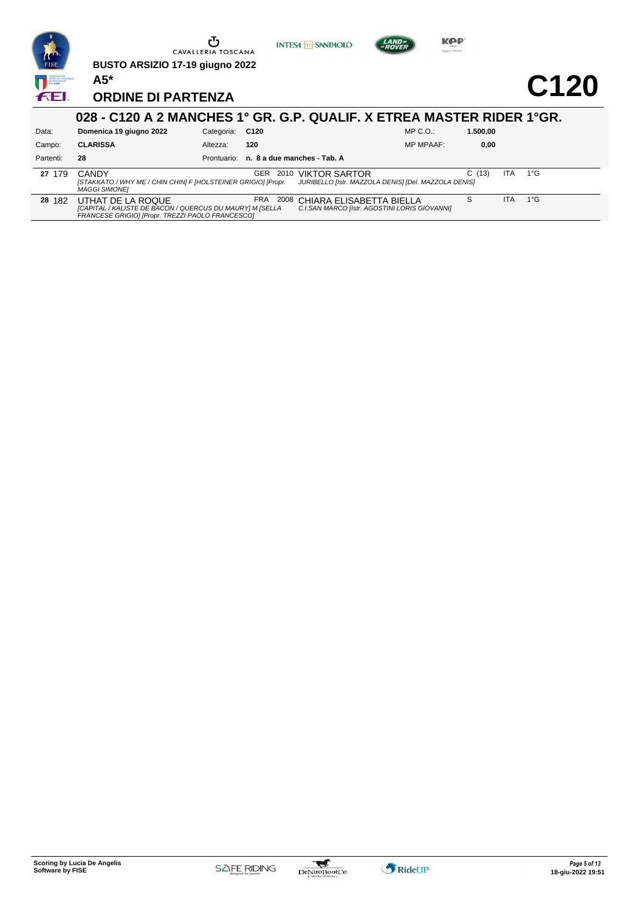BUSTO ARSIZIO 17-19 giugno 2022

A5*

# C120

## ORDINE DI PARTENZA

### 028 - C120 A 2 MANCHES 1° GR. G.P. QUALIF. X ETREA MASTER RIDER 1°GR.

| | | | | | |
|---|---|---|---|---|---|
| Data: | **Domenica 19 giugno 2022** | Categoria: | **C120** | MP C.O.: | **1.500,00** |
| Campo: | **CLARISSA** | Altezza: | **120** | MP MPAAF: | **0,00** |
| Partenti: | **28** | Prontuario: | **n. 8 a due manches - Tab. A** | | |

| N. | Testiera | Cavallo | Naz. | Anno | Cavaliere | Cat. | Naz. | Grado |
|---|---|---|---|---|---|---|---|---|
| **27** | 179 | CANDY *[STAKKATO / WHY ME / CHIN CHIN] F [HOLSTEINER GRIGIO] [Propr. MAGGI SIMONE]* | GER | 2010 | VIKTOR SARTOR *JURIBELLO [Istr. MAZZOLA DENIS] [Del. MAZZOLA DENIS]* | C (13) | ITA | 1°G |
| **28** | 182 | UTHAT DE LA ROQUE *[CAPITAL / KALISTE DE BACON / QUERCUS DU MAURY] M [SELLA FRANCESE GRIGIO] [Propr. TREZZI PAOLO FRANCESCO]* | FRA | 2008 | CHIARA ELISABETTA BIELLA *C.I.SAN MARCO [Istr. AGOSTINI LORIS GIOVANNI]* | S | ITA | 1°G |

Scoring by Lucia De Angelis
Software by FISE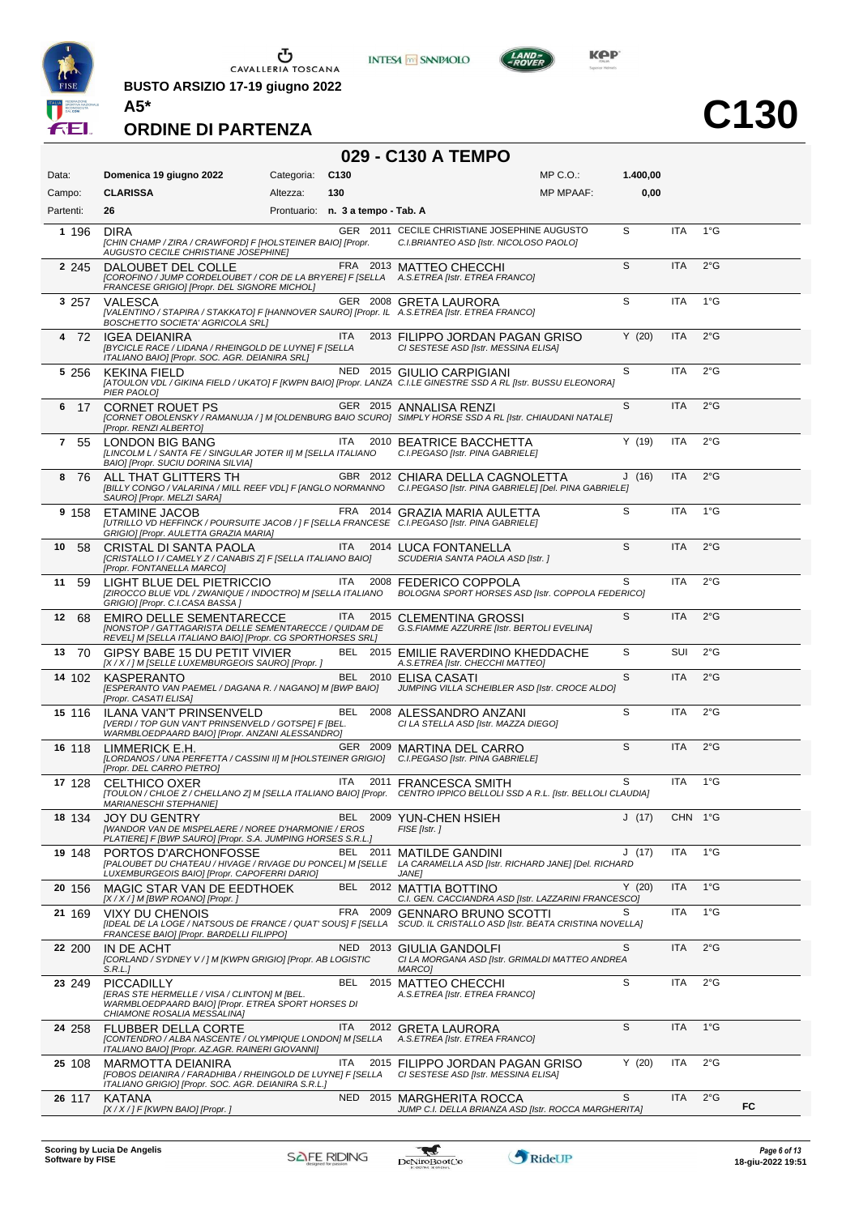# BUSTO ARSIZIO 17-19 giugno 2022

**A5***

## ORDINE DI PARTENZA

# C130

## 029 - C130 A TEMPO

| | | | | | |
|---|---|---|---|---|---|
| Data: | **Domenica 19 giugno 2022** | Categoria: | **C130** | MP C.O.: | **1.400,00** |
| Campo: | **CLARISSA** | Altezza: | **130** | MP MPAAF: | **0,00** |
| Partenti: | **26** | Prontuario: | **n. 3 a tempo - Tab. A** | | |

| N. | Pett. | Cavallo | Naz. | Anno | Cavaliere | Cat. | Naz. | Grado | |
|---|---|---|---|---|---|---|---|---|---|
| 1 | 196 | DIRA<br>*[CHIN CHAMP / ZIRA / CRAWFORD] F [HOLSTEINER BAIO] [Propr. AUGUSTO CECILE CHRISTIANE JOSEPHINE]* | GER | 2011 | CECILE CHRISTIANE JOSEPHINE AUGUSTO<br>*C.I.BRIANTEO ASD [Istr. NICOLOSO PAOLO]* | S | ITA | 1°G | |
| 2 | 245 | DALOUBET DEL COLLE<br>*[COROFINO / JUMP CORDELOUBET / COR DE LA BRYERE] F [SELLA FRANCESE GRIGIO] [Propr. DEL SIGNORE MICHOL]* | FRA | 2013 | MATTEO CHECCHI<br>*A.S.ETREA [Istr. ETREA FRANCO]* | S | ITA | 2°G | |
| 3 | 257 | VALESCA<br>*[VALENTINO / STAPIRA / STAKKATO] F [HANNOVER SAURO] [Propr. IL BOSCHETTO SOCIETA' AGRICOLA SRL]* | GER | 2008 | GRETA LAURORA<br>*A.S.ETREA [Istr. ETREA FRANCO]* | S | ITA | 1°G | |
| 4 | 72 | IGEA DEIANIRA<br>*[BYCICLE RACE / LIDANA / RHEINGOLD DE LUYNE] F [SELLA ITALIANO BAIO] [Propr. SOC. AGR. DEIANIRA SRL]* | ITA | 2013 | FILIPPO JORDAN PAGAN GRISO<br>*CI SESTESE ASD [Istr. MESSINA ELISA]* | Y (20) | ITA | 2°G | |
| 5 | 256 | KEKINA FIELD<br>*[ATOULON VDL / GIKINA FIELD / UKATO] F [KWPN BAIO] [Propr. LANZA PIER PAOLO]* | NED | 2015 | GIULIO CARPIGIANI<br>*C.I.LE GINESTRE SSD A RL [Istr. BUSSU ELEONORA]* | S | ITA | 2°G | |
| 6 | 17 | CORNET ROUET PS<br>*[CORNET OBOLENSKY / RAMANUJA / ] M [OLDENBURG BAIO SCURO] [Propr. RENZI ALBERTO]* | GER | 2015 | ANNALISA RENZI<br>*SIMPLY HORSE SSD A RL [Istr. CHIAUDANI NATALE]* | S | ITA | 2°G | |
| 7 | 55 | LONDON BIG BANG<br>*[LINCOLM L / SANTA FE / SINGULAR JOTER II] M [SELLA ITALIANO BAIO] [Propr. SUCIU DORINA SILVIA]* | ITA | 2010 | BEATRICE BACCHETTA<br>*C.I.PEGASO [Istr. PINA GABRIELE]* | Y (19) | ITA | 2°G | |
| 8 | 76 | ALL THAT GLITTERS TH<br>*[BILLY CONGO / VALARINA / MILL REEF VDL] F [ANGLO NORMANNO SAURO] [Propr. MELZI SARA]* | GBR | 2012 | CHIARA DELLA CAGNOLETTA<br>*C.I.PEGASO [Istr. PINA GABRIELE] [Del. PINA GABRIELE]* | J (16) | ITA | 2°G | |
| 9 | 158 | ETAMINE JACOB<br>*[UTRILLO VD HEFFINCK / POURSUITE JACOB / ] F [SELLA FRANCESE GRIGIO] [Propr. AULETTA GRAZIA MARIA]* | FRA | 2014 | GRAZIA MARIA AULETTA<br>*C.I.PEGASO [Istr. PINA GABRIELE]* | S | ITA | 1°G | |
| 10 | 58 | CRISTAL DI SANTA PAOLA<br>*[CRISTALLO I / CAMELY Z / CANABIS Z] F [SELLA ITALIANO BAIO] [Propr. FONTANELLA MARCO]* | ITA | 2014 | LUCA FONTANELLA<br>*SCUDERIA SANTA PAOLA ASD [Istr. ]* | S | ITA | 2°G | |
| 11 | 59 | LIGHT BLUE DEL PIETRICCIO<br>*[ZIROCCO BLUE VDL / ZWANIQUE / INDOCTRO] M [SELLA ITALIANO GRIGIO] [Propr. C.I.CASA BASSA ]* | ITA | 2008 | FEDERICO COPPOLA<br>*BOLOGNA SPORT HORSES ASD [Istr. COPPOLA FEDERICO]* | S | ITA | 2°G | |
| 12 | 68 | EMIRO DELLE SEMENTARECCE<br>*[NONSTOP / GATTAGARISTA DELLE SEMENTARECCE / QUIDAM DE REVEL] M [SELLA ITALIANO BAIO] [Propr. CG SPORTHORSES SRL]* | ITA | 2015 | CLEMENTINA GROSSI<br>*G.S.FIAMME AZZURRE [Istr. BERTOLI EVELINA]* | S | ITA | 2°G | |
| 13 | 70 | GIPSY BABE 15 DU PETIT VIVIER<br>*[X / X / ] M [SELLE LUXEMBURGEOIS SAURO] [Propr. ]* | BEL | 2015 | EMILIE RAVERDINO KHEDDACHE<br>*A.S.ETREA [Istr. CHECCHI MATTEO]* | S | SUI | 2°G | |
| 14 | 102 | KASPERANTO<br>*[ESPERANTO VAN PAEMEL / DAGANA R. / NAGANO] M [BWP BAIO] [Propr. CASATI ELISA]* | BEL | 2010 | ELISA CASATI<br>*JUMPING VILLA SCHEIBLER ASD [Istr. CROCE ALDO]* | S | ITA | 2°G | |
| 15 | 116 | ILANA VAN'T PRINSENVELD<br>*[VERDI / TOP GUN VAN'T PRINSENVELD / GOTSPE] F [BEL. WARMBLOEDPAARD BAIO] [Propr. ANZANI ALESSANDRO]* | BEL | 2008 | ALESSANDRO ANZANI<br>*CI LA STELLA ASD [Istr. MAZZA DIEGO]* | S | ITA | 2°G | |
| 16 | 118 | LIMMERICK E.H.<br>*[LORDANOS / UNA PERFETTA / CASSINI II] M [HOLSTEINER GRIGIO] [Propr. DEL CARRO PIETRO]* | GER | 2009 | MARTINA DEL CARRO<br>*C.I.PEGASO [Istr. PINA GABRIELE]* | S | ITA | 2°G | |
| 17 | 128 | CELTHICO OXER<br>*[TOULON / CHLOE Z / CHELLANO Z] M [SELLA ITALIANO BAIO] [Propr. MARIANESCHI STEPHANIE]* | ITA | 2011 | FRANCESCA SMITH<br>*CENTRO IPPICO BELLOLI SSD A R.L. [Istr. BELLOLI CLAUDIA]* | S | ITA | 1°G | |
| 18 | 134 | JOY DU GENTRY<br>*[WANDOR VAN DE MISPELAERE / NOREE D'HARMONIE / EROS PLATIERE] F [BWP SAURO] [Propr. S.A. JUMPING HORSES S.R.L.]* | BEL | 2009 | YUN-CHEN HSIEH<br>*FISE [Istr. ]* | J (17) | CHN | 1°G | |
| 19 | 148 | PORTOS D'ARCHONFOSSE<br>*[PALOUBET DU CHATEAU / HIVAGE / RIVAGE DU PONCEL] M [SELLE LUXEMBURGEOIS BAIO] [Propr. CAPOFERRI DARIO]* | BEL | 2011 | MATILDE GANDINI<br>*LA CARAMELLA ASD [Istr. RICHARD JANE] [Del. RICHARD JANE]* | J (17) | ITA | 1°G | |
| 20 | 156 | MAGIC STAR VAN DE EEDTHOEK<br>*[X / X / ] M [BWP ROANO] [Propr. ]* | BEL | 2012 | MATTIA BOTTINO<br>*C.I. GEN. CACCIANDRA ASD [Istr. LAZZARINI FRANCESCO]* | Y (20) | ITA | 1°G | |
| 21 | 169 | VIXY DU CHENOIS<br>*[IDEAL DE LA LOGE / NATSOUS DE FRANCE / QUAT' SOUS] F [SELLA FRANCESE BAIO] [Propr. BARDELLI FILIPPO]* | FRA | 2009 | GENNARO BRUNO SCOTTI<br>*SCUD. IL CRISTALLO ASD [Istr. BEATA CRISTINA NOVELLA]* | S | ITA | 1°G | |
| 22 | 200 | IN DE ACHT<br>*[CORLAND / SYDNEY V / ] M [KWPN GRIGIO] [Propr. AB LOGISTIC S.R.L.]* | NED | 2013 | GIULIA GANDOLFI<br>*CI LA MORGANA ASD [Istr. GRIMALDI MATTEO ANDREA MARCO]* | S | ITA | 2°G | |
| 23 | 249 | PICCADILLY<br>*[ERAS STE HERMELLE / VISA / CLINTON] M [BEL. WARMBLOEDPAARD BAIO] [Propr. ETREA SPORT HORSES DI CHIAMONE ROSALIA MESSALINA]* | BEL | 2015 | MATTEO CHECCHI<br>*A.S.ETREA [Istr. ETREA FRANCO]* | S | ITA | 2°G | |
| 24 | 258 | FLUBBER DELLA CORTE<br>*[CONTENDRO / ALBA NASCENTE / OLYMPIQUE LONDON] M [SELLA ITALIANO BAIO] [Propr. AZ.AGR. RAINERI GIOVANNI]* | ITA | 2012 | GRETA LAURORA<br>*A.S.ETREA [Istr. ETREA FRANCO]* | S | ITA | 1°G | |
| 25 | 108 | MARMOTTA DEIANIRA<br>*[FOBOS DEIANIRA / FARADHIBA / RHEINGOLD DE LUYNE] F [SELLA ITALIANO GRIGIO] [Propr. SOC. AGR. DEIANIRA S.R.L.]* | ITA | 2015 | FILIPPO JORDAN PAGAN GRISO<br>*CI SESTESE ASD [Istr. MESSINA ELISA]* | Y (20) | ITA | 2°G | |
| 26 | 117 | KATANA<br>*[X / X / ] F [KWPN BAIO] [Propr. ]* | NED | 2015 | MARGHERITA ROCCA<br>*JUMP C.I. DELLA BRIANZA ASD [Istr. ROCCA MARGHERITA]* | S | ITA | 2°G | FC |

Scoring by Lucia De Angelis
Software by FISE

18-giu-2022 19:51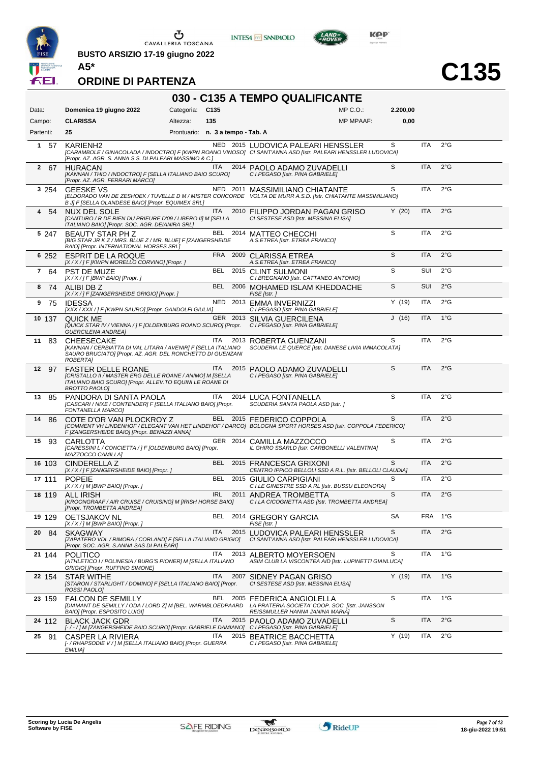**BUSTO ARSIZIO 17-19 giugno 2022**

**A5***

# ORDINE DI PARTENZA

# C135

## 030 - C135 A TEMPO QUALIFICANTE

| | | | | | |
|---|---|---|---|---|---|
| Data: | **Domenica 19 giugno 2022** | Categoria: | **C135** | MP C.O.: | **2.200,00** |
| Campo: | **CLARISSA** | Altezza: | **135** | MP MPAAF: | **0,00** |
| Partenti: | **25** | Prontuario: | **n. 3 a tempo - Tab. A** | | |

| # | N. | Cavallo | Naz. | Anno | Cavaliere / Circolo | Cat. | Naz. | Grado |
|---|---|---|---|---|---|---|---|---|
| 1 | 57 | KARIENH2 *[CARAMBOLE / GINACOLADA / INDOCTRO] F [KWPN ROANO VINOSO] [Propr. AZ. AGR. S. ANNA S.S. DI PALEARI MASSIMO & C.]* | NED | 2015 | LUDOVICA PALEARI HENSSLER *CI SANT'ANNA ASD [Istr. PALEARI HENSSLER LUDOVICA]* | S | ITA | 2°G |
| 2 | 67 | HURACAN *[KANNAN / THIO / INDOCTRO] F [SELLA ITALIANO BAIO SCURO] [Propr. AZ. AGR. FERRARI MARCO]* | ITA | 2014 | PAOLO ADAMO ZUVADELLI *C.I.PEGASO [Istr. PINA GABRIELE]* | S | ITA | 2°G |
| 3 | 254 | GEESKE VS *[ELDORADO VAN DE ZESHOEK / TUVELLE D M / MISTER CONCORDE B J] F [SELLA OLANDESE BAIO] [Propr. EQUIMEX SRL]* | NED | 2011 | MASSIMILIANO CHIATANTE *VOLTA DE MURR A.S.D. [Istr. CHIATANTE MASSIMILIANO]* | S | ITA | 2°G |
| 4 | 54 | NUX DEL SOLE *[CANTURO / R DE RIEN DU PRIEURE D'09 / LIBERO II] M [SELLA ITALIANO BAIO] [Propr. SOC. AGR. DEIANIRA SRL]* | ITA | 2010 | FILIPPO JORDAN PAGAN GRISO *CI SESTESE ASD [Istr. MESSINA ELISA]* | Y (20) | ITA | 2°G |
| 5 | 247 | BEAUTY STAR PH Z *[BIG STAR JR K Z / MRS. BLUE Z / MR. BLUE] F [ZANGERSHEIDE BAIO] [Propr. INTERNATIONAL HORSES SRL]* | BEL | 2014 | MATTEO CHECCHI *A.S.ETREA [Istr. ETREA FRANCO]* | S | ITA | 2°G |
| 6 | 252 | ESPRIT DE LA ROQUE *[X / X / ] F [KWPN MORELLO CORVINO] [Propr. ]* | FRA | 2009 | CLARISSA ETREA *A.S.ETREA [Istr. ETREA FRANCO]* | S | ITA | 2°G |
| 7 | 64 | PST DE MUZE *[X / X / ] F [BWP BAIO] [Propr. ]* | BEL | 2015 | CLINT SULMONI *C.I.BREGNANO [Istr. CATTANEO ANTONIO]* | S | SUI | 2°G |
| 8 | 74 | ALIBI DB Z *[X / X / ] F [ZANGERSHEIDE GRIGIO] [Propr. ]* | BEL | 2006 | MOHAMED ISLAM KHEDDACHE *FISE [Istr. ]* | S | SUI | 2°G |
| 9 | 75 | IDESSA *[XXX / XXX / ] F [KWPN SAURO] [Propr. GANDOLFI GIULIA]* | NED | 2013 | EMMA INVERNIZZI *C.I.PEGASO [Istr. PINA GABRIELE]* | Y (19) | ITA | 2°G |
| 10 | 137 | QUICK ME *[QUICK STAR IV / VIENNA / ] F [OLDENBURG ROANO SCURO] [Propr. GUERCILENA ANDREA]* | GER | 2013 | SILVIA GUERCILENA *C.I.PEGASO [Istr. PINA GABRIELE]* | J (16) | ITA | 1°G |
| 11 | 83 | CHEESECAKE *[KANNAN / CERBIATTA DI VAL LITARA / AVENIR] F [SELLA ITALIANO SAURO BRUCIATO] [Propr. AZ. AGR. DEL RONCHETTO DI GUENZANI ROBERTA]* | ITA | 2013 | ROBERTA GUENZANI *SCUDERIA LE QUERCE [Istr. DANESE LIVIA IMMACOLATA]* | S | ITA | 2°G |
| 12 | 97 | FASTER DELLE ROANE *[CRISTALLO II / MASTER ERG DELLE ROANE / ANIMO] M [SELLA ITALIANO BAIO SCURO] [Propr. ALLEV.TO EQUINI LE ROANE DI BROTTO PAOLO]* | ITA | 2015 | PAOLO ADAMO ZUVADELLI *C.I.PEGASO [Istr. PINA GABRIELE]* | S | ITA | 2°G |
| 13 | 85 | PANDORA DI SANTA PAOLA *[CASCARI / NIXE / CONTENDER] F [SELLA ITALIANO BAIO] [Propr. FONTANELLA MARCO]* | ITA | 2014 | LUCA FONTANELLA *SCUDERIA SANTA PAOLA ASD [Istr. ]* | S | ITA | 2°G |
| 14 | 86 | COTE D'OR VAN PLOCKROY Z *[COMMENT VH LINDENHOF / ELEGANT VAN HET LINDEHOF / DARCO] F [ZANGERSHEIDE BAIO] [Propr. BENAZZI ANNA]* | BEL | 2015 | FEDERICO COPPOLA *BOLOGNA SPORT HORSES ASD [Istr. COPPOLA FEDERICO]* | S | ITA | 2°G |
| 15 | 93 | CARLOTTA *[CARESSINI L / CONCIETTA / ] F [OLDENBURG BAIO] [Propr. MAZZOCCO CAMILLA]* | GER | 2014 | CAMILLA MAZZOCCO *IL GHIRO SSARLD [Istr. CARBONELLI VALENTINA]* | S | ITA | 2°G |
| 16 | 103 | CINDERELLA Z *[X / X / ] F [ZANGERSHEIDE BAIO] [Propr. ]* | BEL | 2015 | FRANCESCA GRIXONI *CENTRO IPPICO BELLOLI SSD A R.L. [Istr. BELLOLI CLAUDIA]* | S | ITA | 2°G |
| 17 | 111 | POPEIE *[X / X / ] M [BWP BAIO] [Propr. ]* | BEL | 2015 | GIULIO CARPIGIANI *C.I.LE GINESTRE SSD A RL [Istr. BUSSU ELEONORA]* | S | ITA | 2°G |
| 18 | 119 | ALL IRISH *[KROONGRAAF / AIR CRUISE / CRUISING] M [IRISH HORSE BAIO] [Propr. TROMBETTA ANDREA]* | IRL | 2011 | ANDREA TROMBETTA *C.I.LA CICOGNETTA ASD [Istr. TROMBETTA ANDREA]* | S | ITA | 2°G |
| 19 | 129 | OETSJAKOV NL *[X / X / ] M [BWP BAIO] [Propr. ]* | BEL | 2014 | GREGORY GARCIA *FISE [Istr. ]* | SA | FRA | 1°G |
| 20 | 84 | SKAGWAY *[ZAPATERO VDL / RIMORA / CORLAND] F [SELLA ITALIANO GRIGIO] [Propr. SOC. AGR. S.ANNA SAS DI PALEARI]* | ITA | 2015 | LUDOVICA PALEARI HENSSLER *CI SANT'ANNA ASD [Istr. PALEARI HENSSLER LUDOVICA]* | S | ITA | 2°G |
| 21 | 144 | POLITICO *[ATHLETICO I / POLINESIA / BURG'S PIONER] M [SELLA ITALIANO GRIGIO] [Propr. RUFFINO SIMONE]* | ITA | 2013 | ALBERTO MOYERSOEN *ASIM CLUB LA VISCONTEA AID [Istr. LUPINETTI GIANLUCA]* | S | ITA | 1°G |
| 22 | 154 | STAR WITHE *[STARON / STARLIGHT / DOMINO] F [SELLA ITALIANO BAIO] [Propr. ROSSI PAOLO]* | ITA | 2007 | SIDNEY PAGAN GRISO *CI SESTESE ASD [Istr. MESSINA ELISA]* | Y (19) | ITA | 1°G |
| 23 | 159 | FALCON DE SEMILLY *[DIAMANT DE SEMILLY / ODA / LORD Z] M [BEL. WARMBLOEDPAARD BAIO] [Propr. ESPOSITO LUIGI]* | BEL | 2005 | FEDERICA ANGIOLELLA *LA PRATERIA SOCIETA' COOP. SOC. [Istr. JANSSON REISSMULLER HANNA JANINA MARIA]* | S | ITA | 1°G |
| 24 | 112 | BLACK JACK GDR *[- / - / ] M [ZANGERSHEIDE BAIO SCURO] [Propr. GABRIELE DAMIANO]* | ITA | 2015 | PAOLO ADAMO ZUVADELLI *C.I.PEGASO [Istr. PINA GABRIELE]* | S | ITA | 2°G |
| 25 | 91 | CASPER LA RIVIERA *[- / RHAPSODIE V / ] M [SELLA ITALIANO BAIO] [Propr. GUERRA EMILIA]* | ITA | 2015 | BEATRICE BACCHETTA *C.I.PEGASO [Istr. PINA GABRIELE]* | Y (19) | ITA | 2°G |

Scoring by Lucia De Angelis
Software by FISE

18-giu-2022 19:51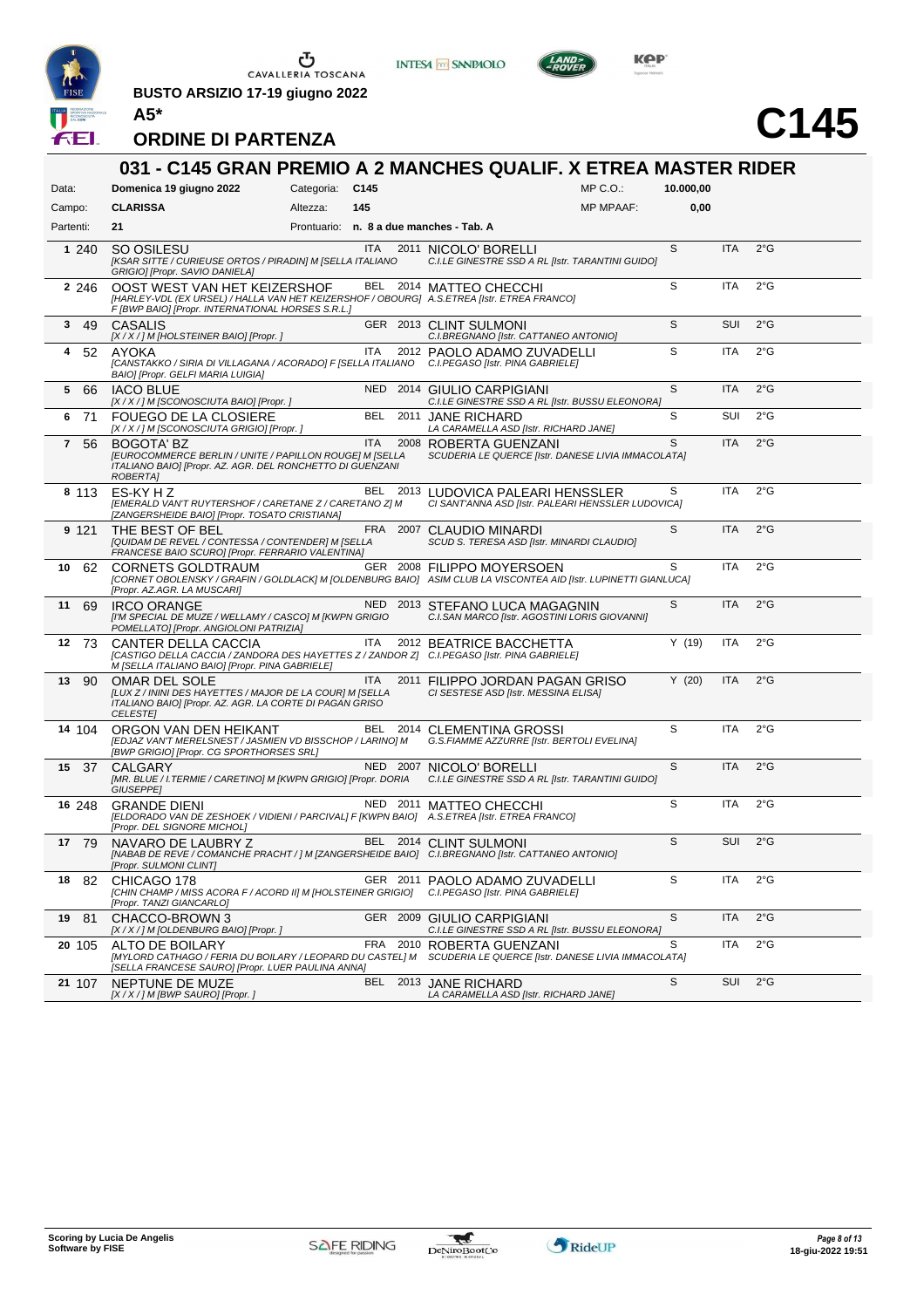CAVALLERIA TOSCANA

**BUSTO ARSIZIO 17-19 giugno 2022**

**A5***

# C145

## ORDINE DI PARTENZA

## 031 - C145 GRAN PREMIO A 2 MANCHES QUALIF. X ETREA MASTER RIDER

| | | | | | |
|---|---|---|---|---|---|
| Data: | **Domenica 19 giugno 2022** | Categoria: | **C145** | MP C.O.: | **10.000,00** |
| Campo: | **CLARISSA** | Altezza: | **145** | MP MPAAF: | **0,00** |
| Partenti: | **21** | Prontuario: | **n. 8 a due manches - Tab. A** | | |

| N. | Pett. | Cavallo | Naz. | Anno | Cavaliere | | Naz. | Grado |
|---|---|---|---|---|---|---|---|---|
| 1 | 240 | SO OSILESU *[KSAR SITTE / CURIEUSE ORTOS / PIRADIN] M [SELLA ITALIANO GRIGIO] [Propr. SAVIO DANIELA]* | ITA | 2011 | NICOLO' BORELLI *C.I.LE GINESTRE SSD A RL [Istr. TARANTINI GUIDO]* | S | ITA | 2°G |
| 2 | 246 | OOST WEST VAN HET KEIZERSHOF *[HARLEY-VDL (EX URSEL) / HALLA VAN HET KEIZERSHOF / OBOURG] M [SELLA BELGA BAIO] [Propr. INTERNATIONAL HORSES S.R.L.]* | BEL | 2014 | MATTEO CHECCHI *A.S.ETREA [Istr. ETREA FRANCO]* | S | ITA | 2°G |
| 3 | 49 | CASALIS *[X / X / ] M [HOLSTEINER BAIO] [Propr. ]* | GER | 2013 | CLINT SULMONI *C.I.BREGNANO [Istr. CATTANEO ANTONIO]* | S | SUI | 2°G |
| 4 | 52 | AYOKA *[CANSTAKKO / SIRIA DI VILLAGANA / ACORADO] F [SELLA ITALIANO BAIO] [Propr. GELFI MARIA LUIGIA]* | ITA | 2012 | PAOLO ADAMO ZUVADELLI *C.I.PEGASO [Istr. PINA GABRIELE]* | S | ITA | 2°G |
| 5 | 66 | IACO BLUE *[X / X / ] M [SCONOSCIUTA BAIO] [Propr. ]* | NED | 2014 | GIULIO CARPIGIANI *C.I.LE GINESTRE SSD A RL [Istr. BUSSU ELEONORA]* | S | ITA | 2°G |
| 6 | 71 | FOUEGO DE LA CLOSIERE *[X / X / ] M [SCONOSCIUTA GRIGIO] [Propr. ]* | BEL | 2011 | JANE RICHARD *LA CARAMELLA ASD [Istr. RICHARD JANE]* | S | SUI | 2°G |
| 7 | 56 | BOGOTA' BZ *[EUROCOMMERCE BERLIN / UNITE / PAPILLON ROUGE] M [SELLA ITALIANO BAIO] [Propr. AZ. AGR. DEL RONCHETTO DI GUENZANI ROBERTA]* | ITA | 2008 | ROBERTA GUENZANI *SCUDERIA LE QUERCE [Istr. DANESE LIVIA IMMACOLATA]* | S | ITA | 2°G |
| 8 | 113 | ES-KY H Z *[EMERALD VAN'T RUYTERSHOF / CARETANE Z / CARETANO Z] M [ZANGERSHEIDE BAIO] [Propr. TOSATO CRISTIANA]* | BEL | 2013 | LUDOVICA PALEARI HENSSLER *CI SANT'ANNA ASD [Istr. PALEARI HENSSLER LUDOVICA]* | S | ITA | 2°G |
| 9 | 121 | THE BEST OF BEL *[QUIDAM DE REVEL / CONTESSA / CONTENDER] M [SELLA FRANCESE BAIO SCURO] [Propr. FERRARIO VALENTINA]* | FRA | 2007 | CLAUDIO MINARDI *SCUD S. TERESA ASD [Istr. MINARDI CLAUDIO]* | S | ITA | 2°G |
| 10 | 62 | CORNETS GOLDTRAUM *[CORNET OBOLENSKY / GRAFIN / GOLDLACK] M [OLDENBURG BAIO] [Propr. AZ.AGR. LA MUSCARI]* | GER | 2008 | FILIPPO MOYERSOEN *ASIM CLUB LA VISCONTEA AID [Istr. LUPINETTI GIANLUCA]* | S | ITA | 2°G |
| 11 | 69 | IRCO ORANGE *[I'M SPECIAL DE MUZE / WELLAMY / CASCO] M [KWPN GRIGIO POMELLATO] [Propr. ANGIOLONI PATRIZIA]* | NED | 2013 | STEFANO LUCA MAGAGNIN *C.I.SAN MARCO [Istr. AGOSTINI LORIS GIOVANNI]* | S | ITA | 2°G |
| 12 | 73 | CANTER DELLA CACCIA *[CASTIGO DELLA CACCIA / ZANDORA DES HAYETTES Z / ZANDOR Z] M [SELLA ITALIANO BAIO] [Propr. PINA GABRIELE]* | ITA | 2012 | BEATRICE BACCHETTA *C.I.PEGASO [Istr. PINA GABRIELE]* | Y (19) | ITA | 2°G |
| 13 | 90 | OMAR DEL SOLE *[LUX Z / ININI DES HAYETTES / MAJOR DE LA COUR] M [SELLA ITALIANO BAIO] [Propr. AZ. AGR. LA CORTE DI PAGAN GRISO CELESTE]* | ITA | 2011 | FILIPPO JORDAN PAGAN GRISO *CI SESTESE ASD [Istr. MESSINA ELISA]* | Y (20) | ITA | 2°G |
| 14 | 104 | ORGON VAN DEN HEIKANT *[EDJAZ VAN'T MERELSNEST / JASMIEN VD BISSCHOP / LARINO] M [BWP GRIGIO] [Propr. CG SPORTHORSES SRL]* | BEL | 2014 | CLEMENTINA GROSSI *G.S.FIAMME AZZURRE [Istr. BERTOLI EVELINA]* | S | ITA | 2°G |
| 15 | 37 | CALGARY *[MR. BLUE / I.TERMIE / CARETINO] M [KWPN GRIGIO] [Propr. DORIA GIUSEPPE]* | NED | 2007 | NICOLO' BORELLI *C.I.LE GINESTRE SSD A RL [Istr. TARANTINI GUIDO]* | S | ITA | 2°G |
| 16 | 248 | GRANDE DIENI *[ELDORADO VAN DE ZESHOEK / VIDIENI / PARCIVAL] F [KWPN BAIO] [Propr. DEL SIGNORE MICHOL]* | NED | 2011 | MATTEO CHECCHI *A.S.ETREA [Istr. ETREA FRANCO]* | S | ITA | 2°G |
| 17 | 79 | NAVARO DE LAUBRY Z *[NABAB DE REVE / COMANCHE PRACHT / ] M [ZANGERSHEIDE BAIO] [Propr. SULMONI CLINT]* | BEL | 2014 | CLINT SULMONI *C.I.BREGNANO [Istr. CATTANEO ANTONIO]* | S | SUI | 2°G |
| 18 | 82 | CHICAGO 178 *[CHIN CHAMP / MISS ACORA F / ACORD II] M [HOLSTEINER GRIGIO] [Propr. TANZI GIANCARLO]* | GER | 2011 | PAOLO ADAMO ZUVADELLI *C.I.PEGASO [Istr. PINA GABRIELE]* | S | ITA | 2°G |
| 19 | 81 | CHACCO-BROWN 3 *[X / X / ] M [OLDENBURG BAIO] [Propr. ]* | GER | 2009 | GIULIO CARPIGIANI *C.I.LE GINESTRE SSD A RL [Istr. BUSSU ELEONORA]* | S | ITA | 2°G |
| 20 | 105 | ALTO DE BOILARY *[MYLORD CATHAGO / FERIA DU BOILARY / LEOPARD DU CASTEL] M [SELLA FRANCESE SAURO] [Propr. LUER PAULINA ANNA]* | FRA | 2010 | ROBERTA GUENZANI *SCUDERIA LE QUERCE [Istr. DANESE LIVIA IMMACOLATA]* | S | ITA | 2°G |
| 21 | 107 | NEPTUNE DE MUZE *[X / X / ] M [BWP SAURO] [Propr. ]* | BEL | 2013 | JANE RICHARD *LA CARAMELLA ASD [Istr. RICHARD JANE]* | S | SUI | 2°G |

**Scoring by Lucia De Angelis**
**Software by FISE**

**18-giu-2022 19:51**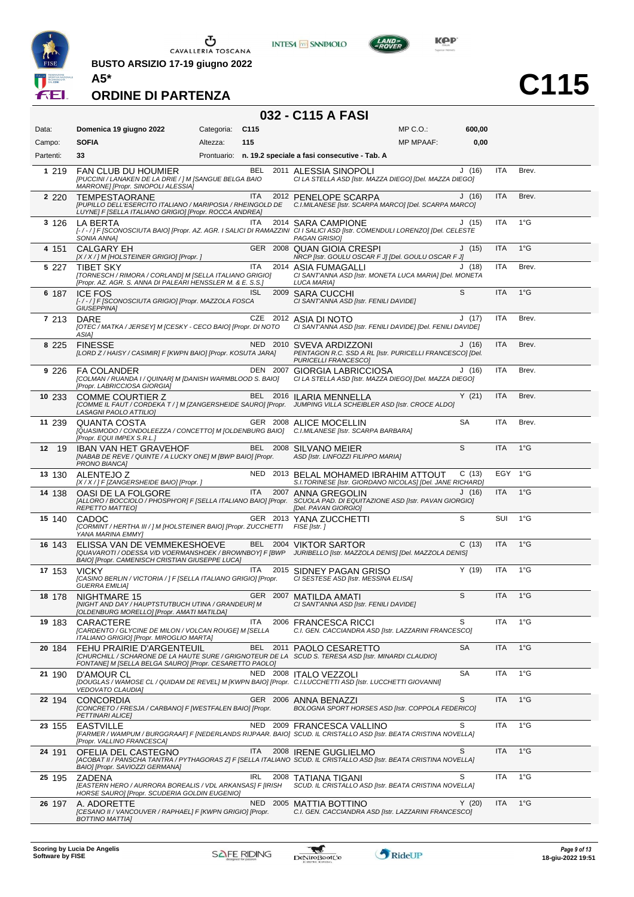BUSTO ARSIZIO 17-19 giugno 2022

**A5***

## ORDINE DI PARTENZA

# C115

## 032 - C115 A FASI

| Data: | Domenica 19 giugno 2022 | Categoria: | C115 | MP C.O.: | 600,00 |
|---|---|---|---|---|---|
| Campo: | SOFIA | Altezza: | 115 | MP MPAAF: | 0,00 |
| Partenti: | 33 | Prontuario: | n. 19.2 speciale a fasi consecutive - Tab. A | | |

| N. | Testiera | Cavallo | Naz. | Anno | Cavaliere | Cat. | Naz. | Pat. |
|---|---|---|---|---|---|---|---|---|
| 1 | 219 | FAN CLUB DU HOUMIER *[PUCCINI / LANAKEN DE LA DRIE / ] M [SANGUE BELGA BAIO MARRONE] [Propr. SINOPOLI ALESSIA]* | BEL | 2011 | ALESSIA SINOPOLI *CI LA STELLA ASD [Istr. MAZZA DIEGO] [Del. MAZZA DIEGO]* | J (16) | ITA | Brev. |
| 2 | 220 | TEMPESTAORANE *[PUPILLO DELL'ESERCITO ITALIANO / MARIPOSIA / RHEINGOLD DE LUYNE] F [SELLA ITALIANO GRIGIO] [Propr. ROCCA ANDREA]* | ITA | 2012 | PENELOPE SCARPA *C.I.MILANESE [Istr. SCARPA MARCO] [Del. SCARPA MARCO]* | J (16) | ITA | Brev. |
| 3 | 126 | LA BERTA *[- / - / ] F [SCONOSCIUTA BAIO] [Propr. AZ. AGR. I SALICI DI RAMAZZINI SONIA ANNA]* | ITA | 2014 | SARA CAMPIONE *CI I SALICI ASD [Istr. COMENDULI LORENZO] [Del. CELESTE PAGAN GRISIO]* | J (15) | ITA | 1°G |
| 4 | 151 | CALGARY EH *[X / X / ] M [HOLSTEINER GRIGIO] [Propr. ]* | GER | 2008 | QUAN GIOIA CRESPI *NRCP [Istr. GOULU OSCAR F J] [Del. GOULU OSCAR F J]* | J (15) | ITA | 1°G |
| 5 | 227 | TIBET SKY *[TORNESCH / RIMORA / CORLAND] M [SELLA ITALIANO GRIGIO] [Propr. AZ. AGR. S. ANNA DI PALEARI HENSSLER M. & E. S.S.]* | ITA | 2014 | ASIA FUMAGALLI *CI SANT'ANNA ASD [Istr. MONETA LUCA MARIA] [Del. MONETA LUCA MARIA]* | J (18) | ITA | Brev. |
| 6 | 187 | ICE FOS *[- / - / ] F [SCONOSCIUTA GRIGIO] [Propr. MAZZOLA FOSCA GIUSEPPINA]* | ISL | 2009 | SARA CUCCHI *CI SANT'ANNA ASD [Istr. FENILI DAVIDE]* | S | ITA | 1°G |
| 7 | 213 | DARE *[OTEC / MATKA / JERSEY] M [CESKY - CECO BAIO] [Propr. DI NOTO ASIA]* | CZE | 2012 | ASIA DI NOTO *CI SANT'ANNA ASD [Istr. FENILI DAVIDE] [Del. FENILI DAVIDE]* | J (17) | ITA | Brev. |
| 8 | 225 | FINESSE *[LORD Z / HAISY / CASIMIR] F [KWPN BAIO] [Propr. KOSUTA JARA]* | NED | 2010 | SVEVA ARDIZZONI *PENTAGON R.C. SSD A RL [Istr. PURICELLI FRANCESCO] [Del. PURICELLI FRANCESCO]* | J (16) | ITA | Brev. |
| 9 | 226 | FA COLANDER *[COLMAN / RUANDA I / QUINAR] M [DANISH WARMBLOOD S. BAIO] [Propr. LABRICCIOSA GIORGIA]* | DEN | 2007 | GIORGIA LABRICCIOSA *CI LA STELLA ASD [Istr. MAZZA DIEGO] [Del. MAZZA DIEGO]* | J (16) | ITA | Brev. |
| 10 | 233 | COMME COURTIER Z *[COMME IL FAUT / CORDEKA T / ] M [ZANGERSHEIDE SAURO] [Propr. LASAGNI PAOLO ATTILIO]* | BEL | 2016 | ILARIA MENNELLA *JUMPING VILLA SCHEIBLER ASD [Istr. CROCE ALDO]* | Y (21) | ITA | Brev. |
| 11 | 239 | QUANTA COSTA *[QUASIMODO / CONDOLEEZZA / CONCETTO] M [OLDENBURG BAIO] [Propr. EQUI IMPEX S.R.L.]* | GER | 2008 | ALICE MOCELLIN *C.I.MILANESE [Istr. SCARPA BARBARA]* | SA | ITA | Brev. |
| 12 | 19 | IBAN VAN HET GRAVEHOF *[NABAB DE REVE / QUINTE / A LUCKY ONE] M [BWP BAIO] [Propr. PRONO BIANCA]* | BEL | 2008 | SILVANO MEIER *ASD [Istr. LINFOZZI FILIPPO MARIA]* | S | ITA | 1°G |
| 13 | 130 | ALENTEJO Z *[X / X / ] F [ZANGERSHEIDE BAIO] [Propr. ]* | NED | 2013 | BELAL MOHAMED IBRAHIM ATTOUT *S.I.TORINESE [Istr. GIORDANO NICOLAS] [Del. JANE RICHARD]* | C (13) | EGY | 1°G |
| 14 | 138 | OASI DE LA FOLGORE *[ALLORO / BOCCIOLO / PHOSPH'ORI] F [SELLA ITALIANO BAIO] [Propr. REPETTO MATTEO]* | ITA | 2007 | ANNA GREGOLIN *SCUOLA PAD. DI EQUITAZIONE ASD [Istr. PAVAN GIORGIO] [Del. PAVAN GIORGIO]* | J (16) | ITA | 1°G |
| 15 | 140 | CADOC *[CORMINT / HERTHA III / ] M [HOLSTEINER BAIO] [Propr. ZUCCHETTI YANA MARINA EMMY]* | GER | 2013 | YANA ZUCCHETTI *FISE [Istr. ]* | S | SUI | 1°G |
| 16 | 143 | ELISSA VAN DE VEMMEKESHOEVE *[QUAVAROTI / ODESSA V/D VOERMANSHOEK / BROWNBOY] F [BWP BAIO] [Propr. CAMENISCH CRISTIAN GIUSEPPE LUCA]* | BEL | 2004 | VIKTOR SARTOR *JURIBELLO [Istr. MAZZOLA DENIS] [Del. MAZZOLA DENIS]* | C (13) | ITA | 1°G |
| 17 | 153 | VICKY *[CASINO BERLIN / VICTORIA / ] F [SELLA ITALIANO GRIGIO] [Propr. GUERRA EMILIA]* | ITA | 2015 | SIDNEY PAGAN GRISO *CI SESTESE ASD [Istr. MESSINA ELISA]* | Y (19) | ITA | 1°G |
| 18 | 178 | NIGHTMARE 15 *[NIGHT AND DAY / HAUPTSTUTBUCH UTINA / GRANDEUR] M [OLDENBURG MORELLO] [Propr. AMATI MATILDA]* | GER | 2007 | MATILDA AMATI *CI SANT'ANNA ASD [Istr. FENILI DAVIDE]* | S | ITA | 1°G |
| 19 | 183 | CARACTERE *[CARDENTO / GLYCINE DE MILON / VOLCAN ROUGE] M [SELLA ITALIANO GRIGIO] [Propr. MIROGLIO MARTA]* | ITA | 2006 | FRANCESCA RICCI *C.I. GEN. CACCIANDRA ASD [Istr. LAZZARINI FRANCESCO]* | S | ITA | 1°G |
| 20 | 184 | FEHU PRAIRIE D'ARGENTEUIL *[CHURCHILL / SCHARONE DE LA HAUTE SURE / GRIGNOTEUR DE LA FONTAINE] M [SELLA BELGA SAURO] [Propr. CESARETTO PAOLO]* | BEL | 2011 | PAOLO CESARETTO *SCUD S. TERESA ASD [Istr. MINARDI CLAUDIO]* | SA | ITA | 1°G |
| 21 | 190 | D'AMOUR CL *[DOUGLAS / WAMOSE CL / QUIDAM DE REVEL] M [KWPN BAIO] [Propr. VEDOVATO CLAUDIA]* | NED | 2008 | ITALO VEZZOLI *C.I.LUCCHETTI ASD [Istr. LUCCHETTI GIOVANNI]* | SA | ITA | 1°G |
| 22 | 194 | CONCORDIA *[CONCRETO / FRESJA / CARBANO] F [WESTFALEN BAIO] [Propr. PETTINARI ALICE]* | GER | 2006 | ANNA BENAZZI *BOLOGNA SPORT HORSES ASD [Istr. COPPOLA FEDERICO]* | S | ITA | 1°G |
| 23 | 155 | EASTVILLE *[FARMER / WAMPUM / BURGGRAAF] F [NEDERLANDS RIJPAAR. BAIO] [Propr. VALLINO FRANCESCA]* | NED | 2009 | FRANCESCA VALLINO *SCUD. IL CRISTALLO ASD [Istr. BEATA CRISTINA NOVELLA]* | S | ITA | 1°G |
| 24 | 191 | OFELIA DEL CASTEGNO *[ACOBAT II / PANSCHA TANTRA / PYTHAGORAS Z] F [SELLA ITALIANO BAIO] [Propr. SAVIOZZI GERMANA]* | ITA | 2008 | IRENE GUGLIELMO *SCUD. IL CRISTALLO ASD [Istr. BEATA CRISTINA NOVELLA]* | S | ITA | 1°G |
| 25 | 195 | ZADENA *[EASTERN HERO / AURRORA BOREALIS / VDL ARKANSAS] F [IRISH HORSE SAURO] [Propr. SCUDERIA GOLDIN EUGENIO]* | IRL | 2008 | TATIANA TIGANI *SCUD. IL CRISTALLO ASD [Istr. BEATA CRISTINA NOVELLA]* | S | ITA | 1°G |
| 26 | 197 | A. ADORETTE *[CESANO II / VANCOUVER / RAPHAEL] F [KWPN GRIGIO] [Propr. BOTTINO MATTIA]* | NED | 2005 | MATTIA BOTTINO *C.I. GEN. CACCIANDRA ASD [Istr. LAZZARINI FRANCESCO]* | Y (20) | ITA | 1°G |

Scoring by Lucia De Angelis
Software by FISE

18-giu-2022 19:51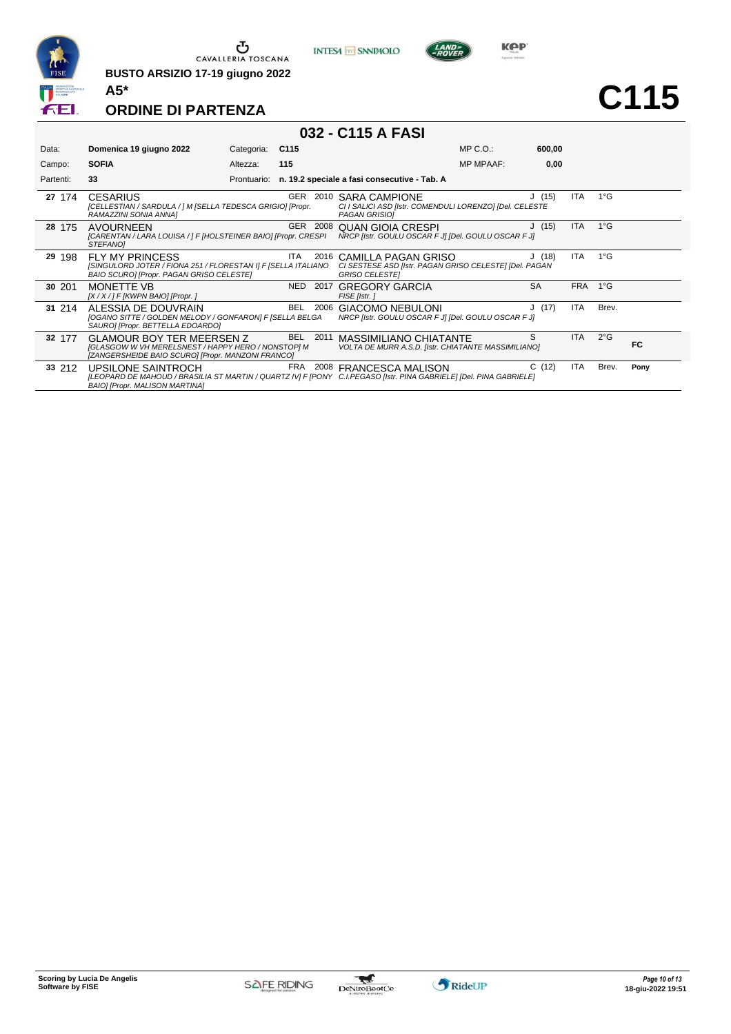CAVALLERIA TOSCANA

**BUSTO ARSIZIO 17-19 giugno 2022**

**A5***

# C115

## ORDINE DI PARTENZA

### 032 - C115 A FASI

| | | | | | |
|---|---|---|---|---|---|
| Data: | **Domenica 19 giugno 2022** | Categoria: | **C115** | MP C.O.: | **600,00** |
| Campo: | **SOFIA** | Altezza: | **115** | MP MPAAF: | **0,00** |
| Partenti: | **33** | Prontuario: | **n. 19.2 speciale a fasi consecutive - Tab. A** | | |

| # | Pett. | Cavallo | Naz. | Anno | Cavaliere | Cat. | Naz. | Grado | |
|---|---|---|---|---|---|---|---|---|---|
| 27 | 174 | CESARIUS *[CELLESTIAN / SARDULA / ] M [SELLA TEDESCA GRIGIO] [Propr. RAMAZZINI SONIA ANNA]* | GER | 2010 | SARA CAMPIONE *CI I SALICI ASD [Istr. COMENDULI LORENZO] [Del. CELESTE PAGAN GRISIO]* | J (15) | ITA | 1°G | |
| 28 | 175 | AVOURNEEN *[CARENTAN / LARA LOUISA / ] F [HOLSTEINER BAIO] [Propr. CRESPI STEFANO]* | GER | 2008 | QUAN GIOIA CRESPI *NRCP [Istr. GOULU OSCAR F J] [Del. GOULU OSCAR F J]* | J (15) | ITA | 1°G | |
| 29 | 198 | FLY MY PRINCESS *[SINGULORD JOTER / FIONA 251 / FLORESTAN I] F [SELLA ITALIANO BAIO SCURO] [Propr. PAGAN GRISO CELESTE]* | ITA | 2016 | CAMILLA PAGAN GRISO *CI SESTESE ASD [Istr. PAGAN GRISO CELESTE] [Del. PAGAN GRISO CELESTE]* | J (18) | ITA | 1°G | |
| 30 | 201 | MONETTE VB *[X / X / ] F [KWPN BAIO] [Propr. ]* | NED | 2017 | GREGORY GARCIA *FISE [Istr. ]* | SA | FRA | 1°G | |
| 31 | 214 | ALESSIA DE DOUVRAIN *[OGANO SITTE / GOLDEN MELODY / GONFARON] F [SELLA BELGA SAURO] [Propr. BETTELLA EDOARDO]* | BEL | 2006 | GIACOMO NEBULONI *NRCP [Istr. GOULU OSCAR F J] [Del. GOULU OSCAR F J]* | J (17) | ITA | Brev. | |
| 32 | 177 | GLAMOUR BOY TER MEERSEN Z *[GLASGOW W VH MERELSNEST / HAPPY HERO / NONSTOP] M [ZANGERSHEIDE BAIO SCURO] [Propr. MANZONI FRANCO]* | BEL | 2011 | MASSIMILIANO CHIATANTE *VOLTA DE MURR A.S.D. [Istr. CHIATANTE MASSIMILIANO]* | S | ITA | 2°G | FC |
| 33 | 212 | UPSILONE SAINTROCH *[LEOPARD DE MAHOUD / BRASILIA ST MARTIN / QUARTZ IV] F [PONY BAIO] [Propr. MALISON MARTINA]* | FRA | 2008 | FRANCESCA MALISON *C.I.PEGASO [Istr. PINA GABRIELE] [Del. PINA GABRIELE]* | C (12) | ITA | Brev. | Pony |

**Scoring by Lucia De Angelis**
**Software by FISE**

18-giu-2022 19:51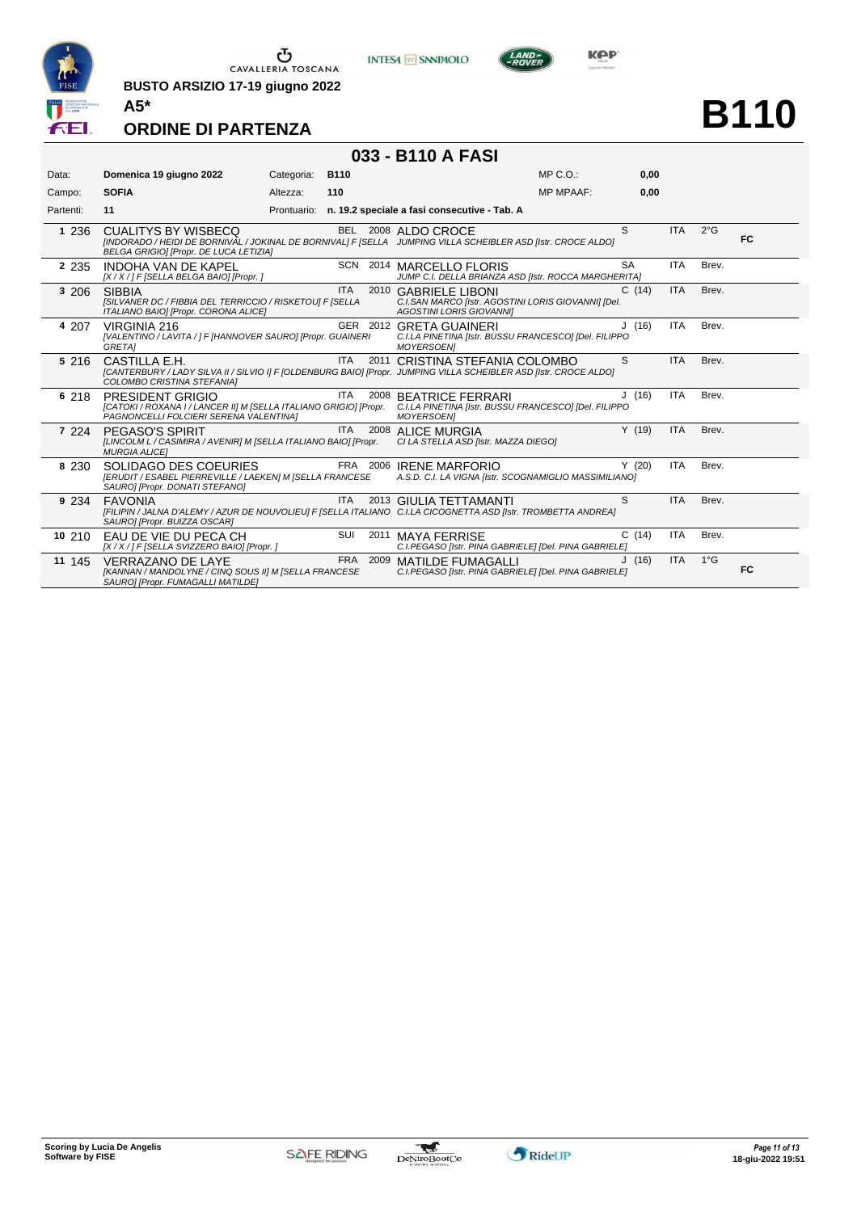CAVALLERIA TOSCANA

**BUSTO ARSIZIO 17-19 giugno 2022**

**A5***

# ORDINE DI PARTENZA

# B110

## 033 - B110 A FASI

| | | | | | |
|---|---|---|---|---|---|
| Data: | **Domenica 19 giugno 2022** | Categoria: | **B110** | MP C.O.: | **0,00** |
| Campo: | **SOFIA** | Altezza: | **110** | MP MPAAF: | **0,00** |
| Partenti: | **11** | Prontuario: | **n. 19.2 speciale a fasi consecutive - Tab. A** | | |

| # | Testiera | Cavallo | Naz. | Anno | Cavaliere / Società | Cat. | Naz. | Grado | |
|---|---|---|---|---|---|---|---|---|---|
| 1 | 236 | CUALITYS BY WISBECQ *[INDORADO / HEIDI DE BORNIVAL / JOKINAL DE BORNIVAL] F [SELLA BELGA GRIGIO] [Propr. DE LUCA LETIZIA]* | BEL | 2008 | ALDO CROCE *JUMPING VILLA SCHEIBLER ASD [Istr. CROCE ALDO]* | S | ITA | 2°G | FC |
| 2 | 235 | INDOHA VAN DE KAPEL *[X / X / ] F [SELLA BELGA BAIO] [Propr. ]* | SCN | 2014 | MARCELLO FLORIS *JUMP C.I. DELLA BRIANZA ASD [Istr. ROCCA MARGHERITA]* | SA | ITA | Brev. | |
| 3 | 206 | SIBBIA *[SILVANER DC / FIBBIA DEL TERRICCIO / RISKETOU] F [SELLA ITALIANO BAIO] [Propr. CORONA ALICE]* | ITA | 2010 | GABRIELE LIBONI *C.I.SAN MARCO [Istr. AGOSTINI LORIS GIOVANNI] [Del. AGOSTINI LORIS GIOVANNI]* | C (14) | ITA | Brev. | |
| 4 | 207 | VIRGINIA 216 *[VALENTINO / LAVITA / ] F [HANNOVER SAURO] [Propr. GUAINERI GRETA]* | GER | 2012 | GRETA GUAINERI *C.I.LA PINETINA [Istr. BUSSU FRANCESCO] [Del. FILIPPO MOYERSOEN]* | J (16) | ITA | Brev. | |
| 5 | 216 | CASTILLA E.H. *[CANTERBURY / LADY SILVA II / SILVIO I] F [OLDENBURG BAIO] [Propr. COLOMBO CRISTINA STEFANIA]* | ITA | 2011 | CRISTINA STEFANIA COLOMBO *JUMPING VILLA SCHEIBLER ASD [Istr. CROCE ALDO]* | S | ITA | Brev. | |
| 6 | 218 | PRESIDENT GRIGIO *[CATOKI / ROXANA I / LANCER II] M [SELLA ITALIANO GRIGIO] [Propr. PAGNONCELLI FOLCIERI SERENA VALENTINA]* | ITA | 2008 | BEATRICE FERRARI *C.I.LA PINETINA [Istr. BUSSU FRANCESCO] [Del. FILIPPO MOYERSOEN]* | J (16) | ITA | Brev. | |
| 7 | 224 | PEGASO'S SPIRIT *[LINCOLM L / CASIMIRA / AVENIR] M [SELLA ITALIANO BAIO] [Propr. MURGIA ALICE]* | ITA | 2008 | ALICE MURGIA *CI LA STELLA ASD [Istr. MAZZA DIEGO]* | Y (19) | ITA | Brev. | |
| 8 | 230 | SOLIDAGO DES COEURIES *[ERUDIT / ESABEL PIERREVILLE / LAEKEN] M [SELLA FRANCESE SAURO] [Propr. DONATI STEFANO]* | FRA | 2006 | IRENE MARFORIO *A.S.D. C.I. LA VIGNA [Istr. SCOGNAMIGLIO MASSIMILIANO]* | Y (20) | ITA | Brev. | |
| 9 | 234 | FAVONIA *[FILIPIN / JALNA D'ALEMY / AZUR DE NOUVOLIEU] F [SELLA ITALIANO SAURO] [Propr. BUIZZA OSCAR]* | ITA | 2013 | GIULIA TETTAMANTI *C.I.LA CICOGNETTA ASD [Istr. TROMBETTA ANDREA]* | S | ITA | Brev. | |
| 10 | 210 | EAU DE VIE DU PECA CH *[X / X / ] F [SELLA SVIZZERO BAIO] [Propr. ]* | SUI | 2011 | MAYA FERRISE *C.I.PEGASO [Istr. PINA GABRIELE] [Del. PINA GABRIELE]* | C (14) | ITA | Brev. | |
| 11 | 145 | VERRAZANO DE LAYE *[KANNAN / MANDOLYNE / CINQ SOUS II] M [SELLA FRANCESE SAURO] [Propr. FUMAGALLI MATILDE]* | FRA | 2009 | MATILDE FUMAGALLI *C.I.PEGASO [Istr. PINA GABRIELE] [Del. PINA GABRIELE]* | J (16) | ITA | 1°G | FC |

**Scoring by Lucia De Angelis**
**Software by FISE**

18-giu-2022 19:51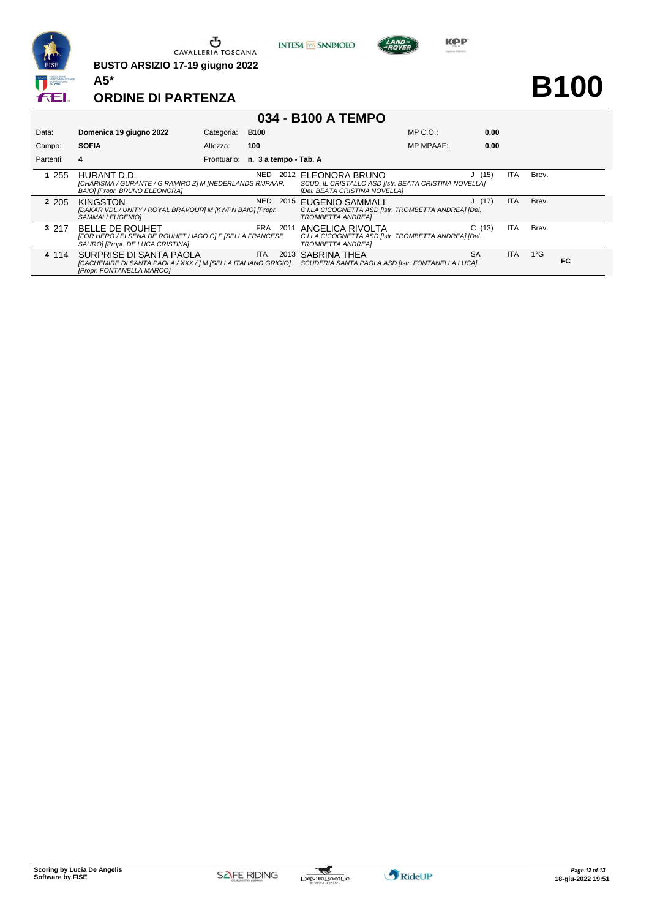CAVALLERIA TOSCANA

**BUSTO ARSIZIO 17-19 giugno 2022**

**A5***

# ORDINE DI PARTENZA

# B100

## 034 - B100 A TEMPO

| | | | | | |
|---|---|---|---|---|---|
| Data: | **Domenica 19 giugno 2022** | Categoria: | **B100** | MP C.O.: | **0,00** |
| Campo: | **SOFIA** | Altezza: | **100** | MP MPAAF: | **0,00** |
| Partenti: | **4** | Prontuario: | **n. 3 a tempo - Tab. A** | | |

| # | N. | Cavallo | Naz. | Anno | Cavaliere | Cat. | Naz. | Grado | |
|---|---|---|---|---|---|---|---|---|---|
| 1 | 255 | HURANT D.D. *[CHARISMA / GURANTE / G.RAMIRO Z] M [NEDERLANDS RIJPAAR. BAIO] [Propr. BRUNO ELEONORA]* | NED | 2012 | ELEONORA BRUNO *SCUD. IL CRISTALLO ASD [Istr. BEATA CRISTINA NOVELLA] [Del. BEATA CRISTINA NOVELLA]* | J (15) | ITA | Brev. | |
| 2 | 205 | KINGSTON *[DAKAR VDL / UNITY / ROYAL BRAVOUR] M [KWPN BAIO] [Propr. SAMMALI EUGENIO]* | NED | 2015 | EUGENIO SAMMALI *C.I.LA CICOGNETTA ASD [Istr. TROMBETTA ANDREA] [Del. TROMBETTA ANDREA]* | J (17) | ITA | Brev. | |
| 3 | 217 | BELLE DE ROUHET *[FOR HERO / ELSENA DE ROUHET / IAGO C] F [SELLA FRANCESE SAURO] [Propr. DE LUCA CRISTINA]* | FRA | 2011 | ANGELICA RIVOLTA *C.I.LA CICOGNETTA ASD [Istr. TROMBETTA ANDREA] [Del. TROMBETTA ANDREA]* | C (13) | ITA | Brev. | |
| 4 | 114 | SURPRISE DI SANTA PAOLA *[CACHEMIRE DI SANTA PAOLA / XXX / ] M [SELLA ITALIANO GRIGIO] [Propr. FONTANELLA MARCO]* | ITA | 2013 | SABRINA THEA *SCUDERIA SANTA PAOLA ASD [Istr. FONTANELLA LUCA]* | SA | ITA | 1°G | FC |

**Scoring by Lucia De Angelis**
**Software by FISE**

18-giu-2022 19:51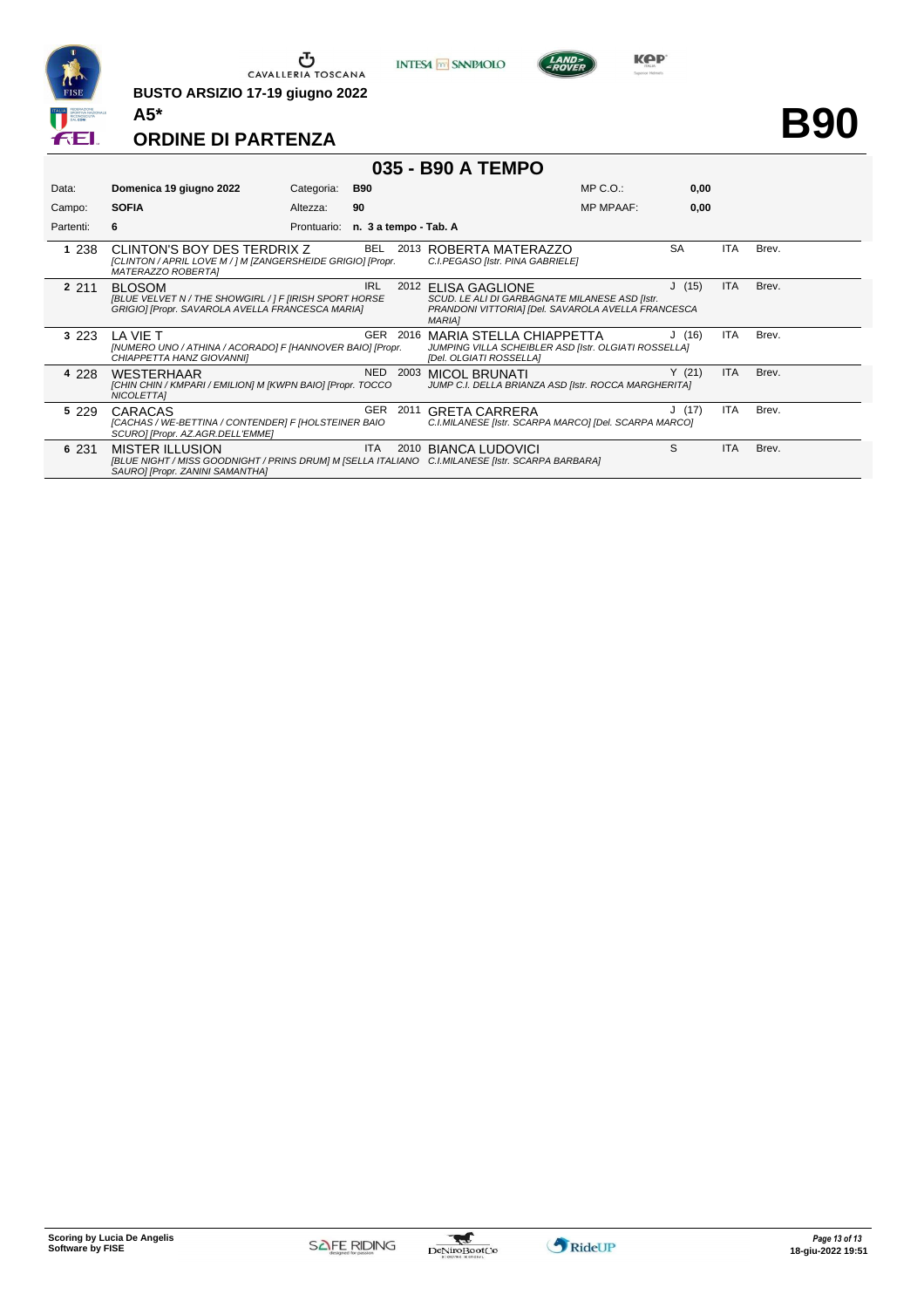CAVALLERIA TOSCANA

**BUSTO ARSIZIO 17-19 giugno 2022**

**A5***

# ORDINE DI PARTENZA

**B90**

## 035 - B90 A TEMPO

| | | | | | |
|---|---|---|---|---|---|
| Data: | **Domenica 19 giugno 2022** | Categoria: | **B90** | MP C.O.: | **0,00** |
| Campo: | **SOFIA** | Altezza: | **90** | MP MPAAF: | **0,00** |
| Partenti: | **6** | Prontuario: | **n. 3 a tempo - Tab. A** | | |

| | | | | | | | | |
|---|---|---|---|---|---|---|---|---|
| 1 | 238 | CLINTON'S BOY DES TERDRIX Z *[CLINTON / APRIL LOVE M / ] M [ZANGERSHEIDE GRIGIO] [Propr. MATERAZZO ROBERTA]* | BEL 2013 | ROBERTA MATERAZZO *C.I.PEGASO [Istr. PINA GABRIELE]* | SA | ITA | Brev. |
| 2 | 211 | BLOSOM *[BLUE VELVET N / THE SHOWGIRL / ] F [IRISH SPORT HORSE GRIGIO] [Propr. SAVAROLA AVELLA FRANCESCA MARIA]* | IRL 2012 | ELISA GAGLIONE *SCUD. LE ALI DI GARBAGNATE MILANESE ASD [Istr. PRANDONI VITTORIA] [Del. SAVAROLA AVELLA FRANCESCA MARIA]* | J (15) | ITA | Brev. |
| 3 | 223 | LA VIE T *[NUMERO UNO / ATHINA / ACORADO] F [HANNOVER BAIO] [Propr. CHIAPPETTA HANZ GIOVANNI]* | GER 2016 | MARIA STELLA CHIAPPETTA *JUMPING VILLA SCHEIBLER ASD [Istr. OLGIATI ROSSELLA] [Del. OLGIATI ROSSELLA]* | J (16) | ITA | Brev. |
| 4 | 228 | WESTERHAAR *[CHIN CHIN / KMPARI / EMILION] M [KWPN BAIO] [Propr. TOCCO NICOLETTA]* | NED 2003 | MICOL BRUNATI *JUMP C.I. DELLA BRIANZA ASD [Istr. ROCCA MARGHERITA]* | Y (21) | ITA | Brev. |
| 5 | 229 | CARACAS *[CACHAS / WE-BETTINA / CONTENDER] F [HOLSTEINER BAIO SCURO] [Propr. AZ.AGR.DELL'EMME]* | GER 2011 | GRETA CARRERA *C.I.MILANESE [Istr. SCARPA MARCO] [Del. SCARPA MARCO]* | J (17) | ITA | Brev. |
| 6 | 231 | MISTER ILLUSION *[BLUE NIGHT / MISS GOODNIGHT / PRINS DRUM] M [SELLA ITALIANO SAURO] [Propr. ZANINI SAMANTHA]* | ITA 2010 | BIANCA LUDOVICI *C.I.MILANESE [Istr. SCARPA BARBARA]* | S | ITA | Brev. |

**Scoring by Lucia De Angelis**
**Software by FISE**

18-giu-2022 19:51